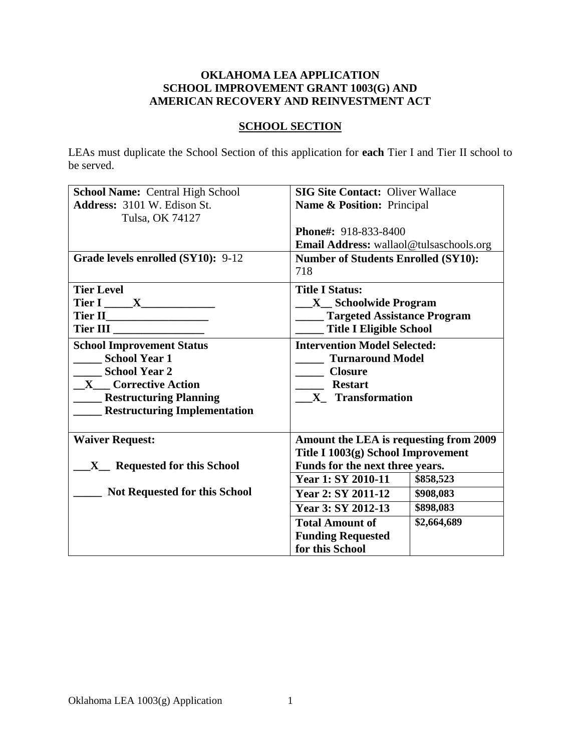**OKLAHOMA LEA APPLICATION**
**SCHOOL IMPROVEMENT GRANT 1003(G) AND**
**AMERICAN RECOVERY AND REINVESTMENT ACT**

**SCHOOL SECTION**

LEAs must duplicate the School Section of this application for **each** Tier I and Tier II school to be served.

| | | |
|---|---|---|
| **School Name:** Central High School<br>**Address:** 3101 W. Edison St.<br>Tulsa, OK 74127 | **SIG Site Contact:** Oliver Wallace<br>**Name & Position:** Principal<br><br>**Phone#:** 918-833-8400<br>**Email Address:** wallaol@tulsaschools.org | |
| **Grade levels enrolled (SY10):** 9-12 | **Number of Students Enrolled (SY10):** 718 | |
| **Tier Level**<br>**Tier I \_\_\_\_\_X\_\_\_\_\_\_\_\_\_\_\_\_\_**<br>**Tier II\_\_\_\_\_\_\_\_\_\_\_\_\_\_\_\_\_\_**<br>**Tier III \_\_\_\_\_\_\_\_\_\_\_\_\_\_\_\_** | **Title I Status:**<br>**\_\_\_X\_\_ Schoolwide Program**<br>**\_\_\_\_\_ Targeted Assistance Program**<br>**\_\_\_\_\_ Title I Eligible School** | |
| **School Improvement Status**<br>**\_\_\_\_\_ School Year 1**<br>**\_\_\_\_\_ School Year 2**<br>**\_\_X\_\_\_ Corrective Action**<br>**\_\_\_\_\_ Restructuring Planning**<br>**\_\_\_\_\_ Restructuring Implementation** | **Intervention Model Selected:**<br>**\_\_\_\_\_ Turnaround Model**<br>**\_\_\_\_\_ Closure**<br>**\_\_\_\_\_ Restart**<br>**\_\_\_X\_ Transformation** | |
| **Waiver Request:**<br><br>**\_\_\_X\_\_ Requested for this School**<br><br>**\_\_\_\_\_ Not Requested for this School** | **Amount the LEA is requesting from 2009 Title I 1003(g) School Improvement Funds for the next three years.** | |
| | **Year 1: SY 2010-11** | **$858,523** |
| | **Year 2: SY 2011-12** | **$908,083** |
| | **Year 3: SY 2012-13** | **$898,083** |
| | **Total Amount of Funding Requested for this School** | **$2,664,689** |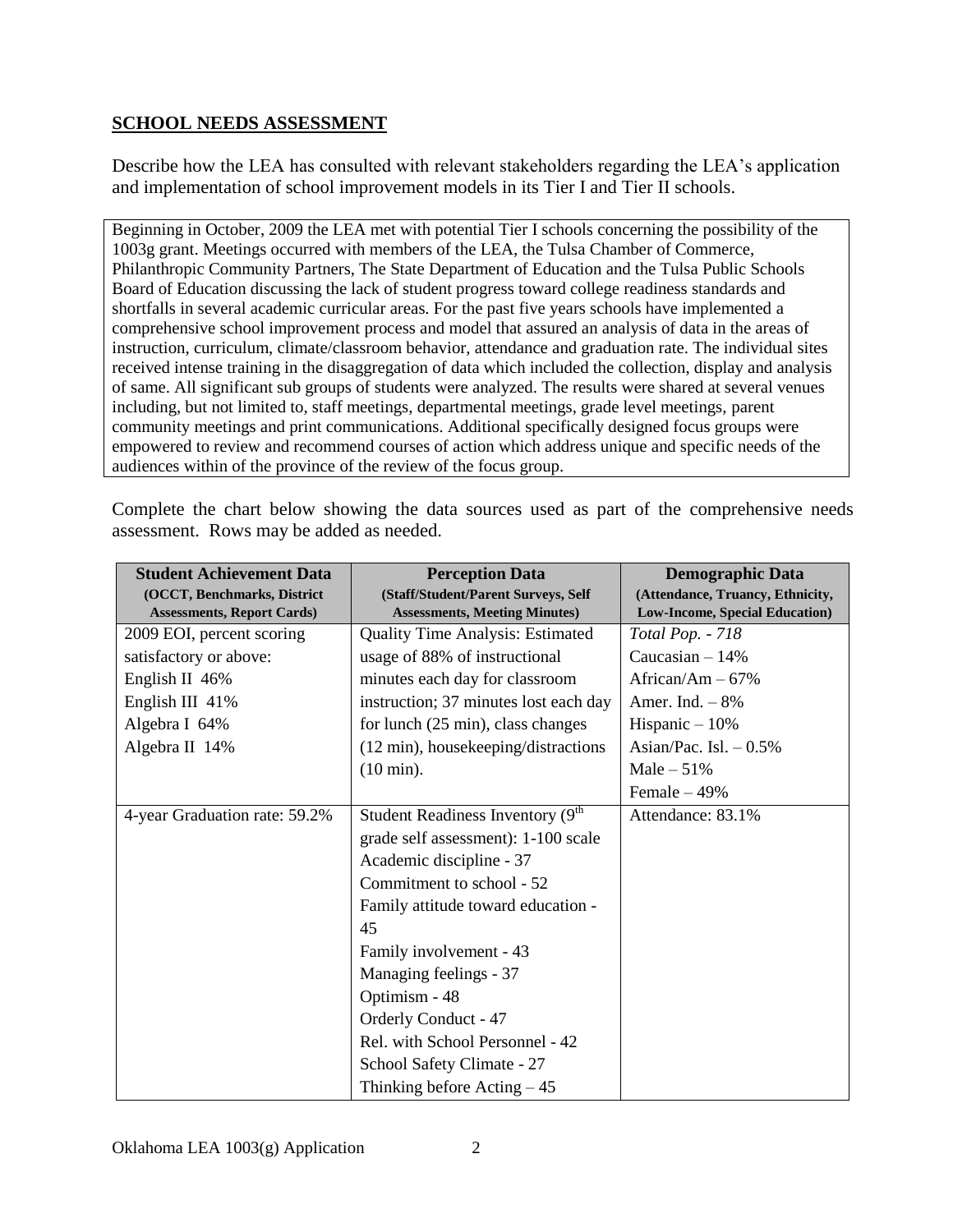## SCHOOL NEEDS ASSESSMENT

Describe how the LEA has consulted with relevant stakeholders regarding the LEA's application and implementation of school improvement models in its Tier I and Tier II schools.

Beginning in October, 2009 the LEA met with potential Tier I schools concerning the possibility of the 1003g grant. Meetings occurred with members of the LEA, the Tulsa Chamber of Commerce, Philanthropic Community Partners, The State Department of Education and the Tulsa Public Schools Board of Education discussing the lack of student progress toward college readiness standards and shortfalls in several academic curricular areas. For the past five years schools have implemented a comprehensive school improvement process and model that assured an analysis of data in the areas of instruction, curriculum, climate/classroom behavior, attendance and graduation rate. The individual sites received intense training in the disaggregation of data which included the collection, display and analysis of same. All significant sub groups of students were analyzed. The results were shared at several venues including, but not limited to, staff meetings, departmental meetings, grade level meetings, parent community meetings and print communications. Additional specifically designed focus groups were empowered to review and recommend courses of action which address unique and specific needs of the audiences within of the province of the review of the focus group.

Complete the chart below showing the data sources used as part of the comprehensive needs assessment. Rows may be added as needed.

| **Student Achievement Data** (OCCT, Benchmarks, District Assessments, Report Cards) | **Perception Data** (Staff/Student/Parent Surveys, Self Assessments, Meeting Minutes) | **Demographic Data** (Attendance, Truancy, Ethnicity, Low-Income, Special Education) |
|---|---|---|
| 2009 EOI, percent scoring satisfactory or above:<br>English II 46%<br>English III 41%<br>Algebra I 64%<br>Algebra II 14% | Quality Time Analysis: Estimated usage of 88% of instructional minutes each day for classroom instruction; 37 minutes lost each day for lunch (25 min), class changes (12 min), housekeeping/distractions (10 min). | *Total Pop. - 718*<br>Caucasian – 14%<br>African/Am – 67%<br>Amer. Ind. – 8%<br>Hispanic – 10%<br>Asian/Pac. Isl. – 0.5%<br>Male – 51%<br>Female – 49% |
| 4-year Graduation rate: 59.2% | Student Readiness Inventory (9th grade self assessment): 1-100 scale<br>Academic discipline - 37<br>Commitment to school - 52<br>Family attitude toward education - 45<br>Family involvement - 43<br>Managing feelings - 37<br>Optimism - 48<br>Orderly Conduct - 47<br>Rel. with School Personnel - 42<br>School Safety Climate - 27<br>Thinking before Acting – 45 | Attendance: 83.1% |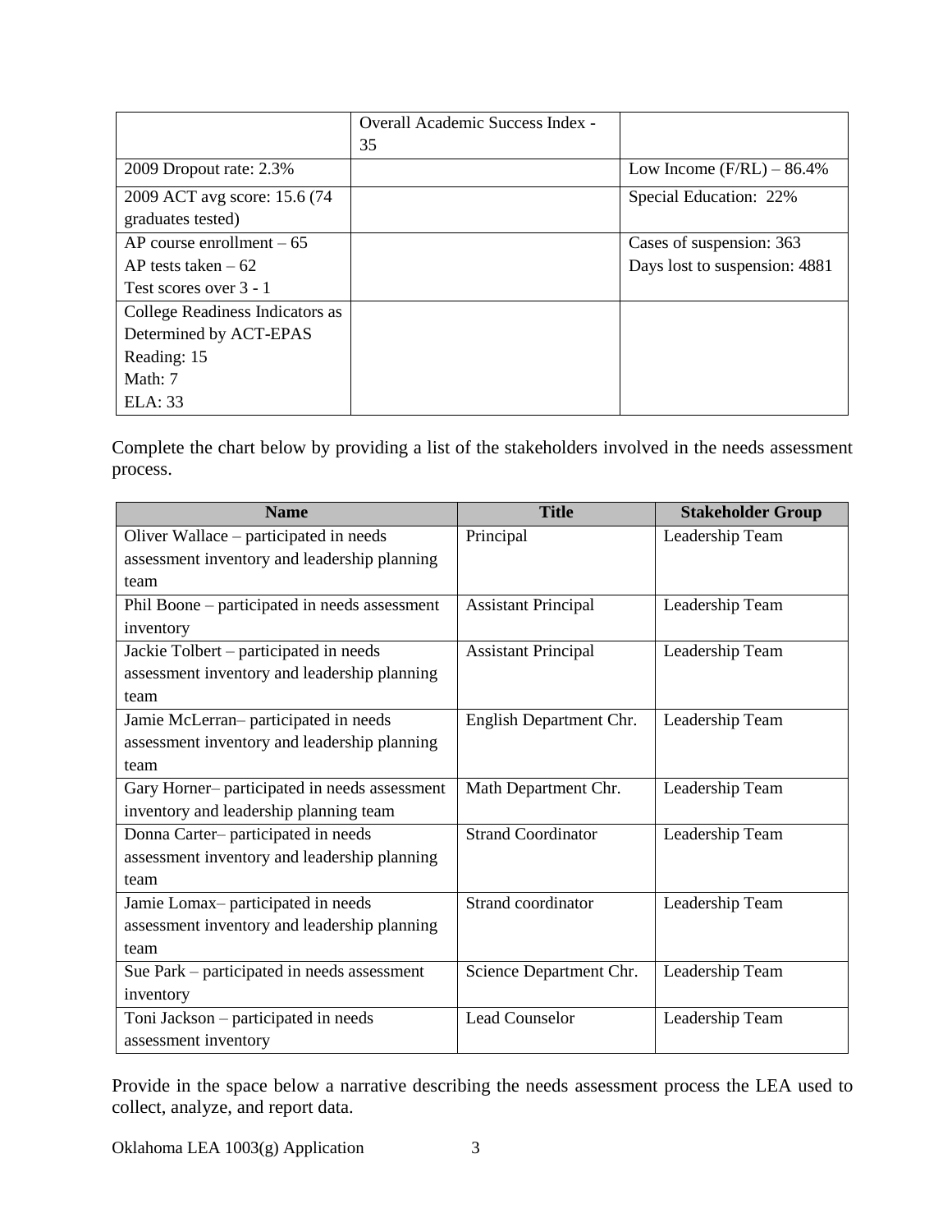| | | |
|---|---|---|
| | Overall Academic Success Index - 35 | |
| 2009 Dropout rate: 2.3% | | Low Income (F/RL) – 86.4% |
| 2009 ACT avg score: 15.6 (74 graduates tested) | | Special Education: 22% |
| AP course enrollment – 65<br>AP tests taken – 62<br>Test scores over 3 - 1 | | Cases of suspension: 363<br>Days lost to suspension: 4881 |
| College Readiness Indicators as Determined by ACT-EPAS<br>Reading: 15<br>Math: 7<br>ELA: 33 | | |

Complete the chart below by providing a list of the stakeholders involved in the needs assessment process.

| Name | Title | Stakeholder Group |
|---|---|---|
| Oliver Wallace – participated in needs assessment inventory and leadership planning team | Principal | Leadership Team |
| Phil Boone – participated in needs assessment inventory | Assistant Principal | Leadership Team |
| Jackie Tolbert – participated in needs assessment inventory and leadership planning team | Assistant Principal | Leadership Team |
| Jamie McLerran– participated in needs assessment inventory and leadership planning team | English Department Chr. | Leadership Team |
| Gary Horner– participated in needs assessment inventory and leadership planning team | Math Department Chr. | Leadership Team |
| Donna Carter– participated in needs assessment inventory and leadership planning team | Strand Coordinator | Leadership Team |
| Jamie Lomax– participated in needs assessment inventory and leadership planning team | Strand coordinator | Leadership Team |
| Sue Park – participated in needs assessment inventory | Science Department Chr. | Leadership Team |
| Toni Jackson – participated in needs assessment inventory | Lead Counselor | Leadership Team |

Provide in the space below a narrative describing the needs assessment process the LEA used to collect, analyze, and report data.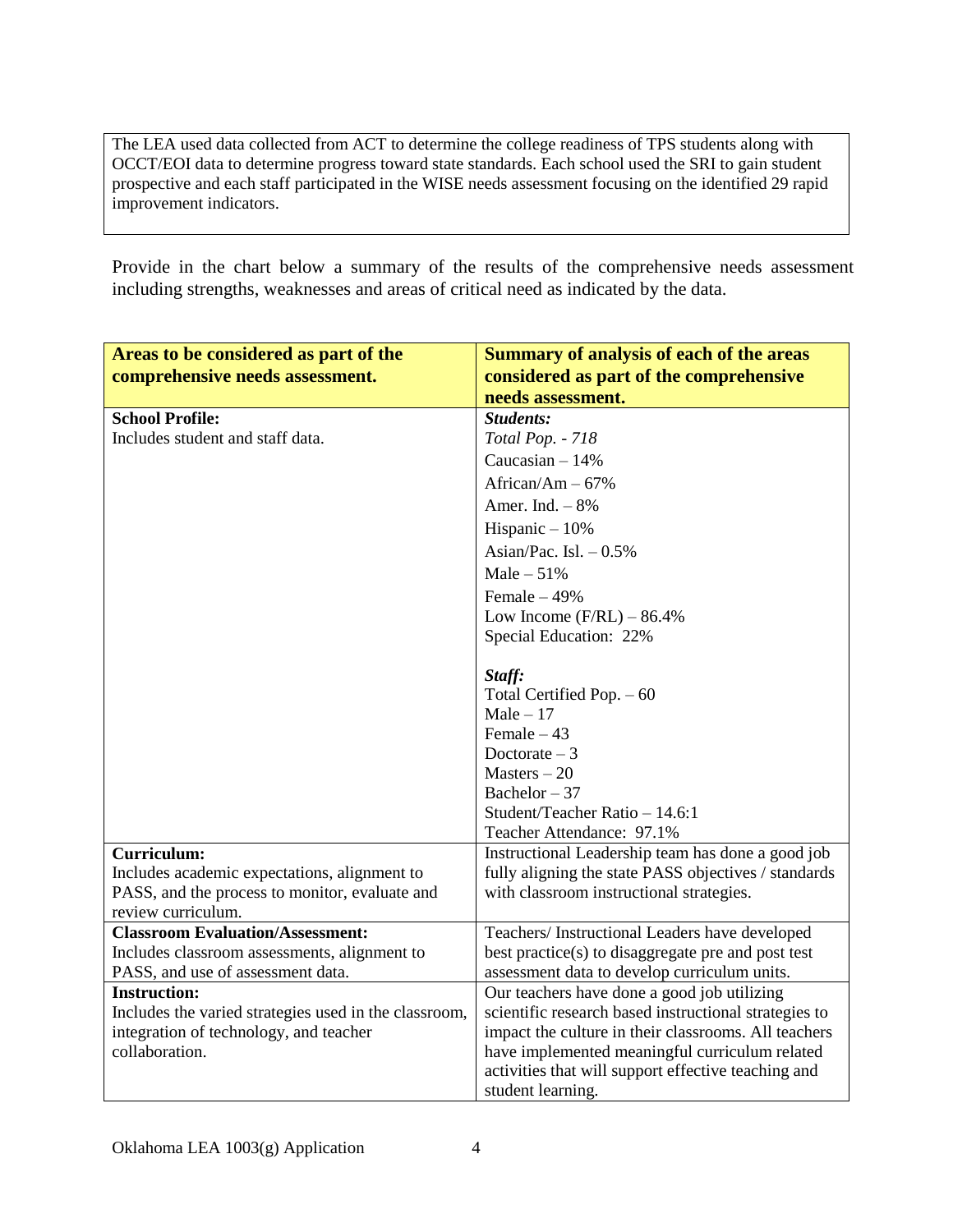The LEA used data collected from ACT to determine the college readiness of TPS students along with OCCT/EOI data to determine progress toward state standards. Each school used the SRI to gain student prospective and each staff participated in the WISE needs assessment focusing on the identified 29 rapid improvement indicators.

Provide in the chart below a summary of the results of the comprehensive needs assessment including strengths, weaknesses and areas of critical need as indicated by the data.

| **Areas to be considered as part of the comprehensive needs assessment.** | **Summary of analysis of each of the areas considered as part of the comprehensive needs assessment.** |
|---|---|
| **School Profile:**<br>Includes student and staff data. | ***Students:***<br>*Total Pop. - 718*<br>Caucasian – 14%<br>African/Am – 67%<br>Amer. Ind. – 8%<br>Hispanic – 10%<br>Asian/Pac. Isl. – 0.5%<br>Male – 51%<br>Female – 49%<br>Low Income (F/RL) – 86.4%<br>Special Education: 22%<br><br>***Staff:***<br>Total Certified Pop. – 60<br>Male – 17<br>Female – 43<br>Doctorate – 3<br>Masters – 20<br>Bachelor – 37<br>Student/Teacher Ratio – 14.6:1<br>Teacher Attendance: 97.1% |
| **Curriculum:**<br>Includes academic expectations, alignment to PASS, and the process to monitor, evaluate and review curriculum. | Instructional Leadership team has done a good job fully aligning the state PASS objectives / standards with classroom instructional strategies. |
| **Classroom Evaluation/Assessment:**<br>Includes classroom assessments, alignment to PASS, and use of assessment data. | Teachers/ Instructional Leaders have developed best practice(s) to disaggregate pre and post test assessment data to develop curriculum units. |
| **Instruction:**<br>Includes the varied strategies used in the classroom, integration of technology, and teacher collaboration. | Our teachers have done a good job utilizing scientific research based instructional strategies to impact the culture in their classrooms. All teachers have implemented meaningful curriculum related activities that will support effective teaching and student learning. |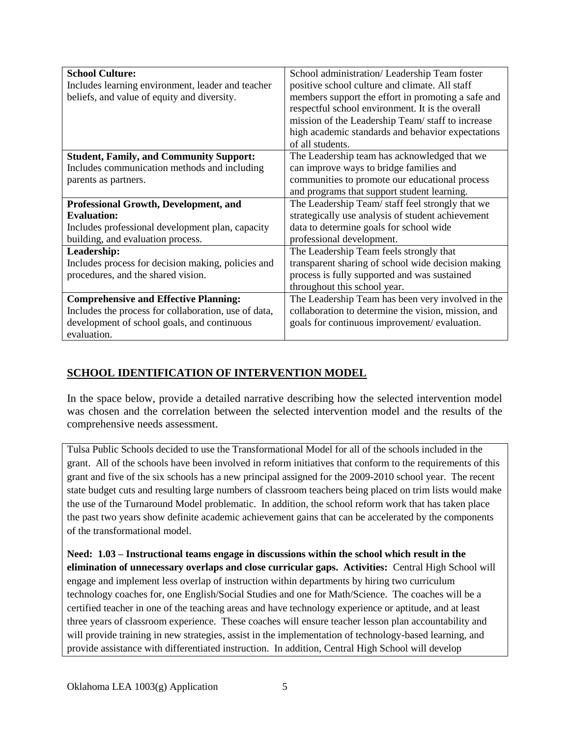| | |
|---|---|
| **School Culture:**<br>Includes learning environment, leader and teacher beliefs, and value of equity and diversity. | School administration/ Leadership Team foster positive school culture and climate. All staff members support the effort in promoting a safe and respectful school environment. It is the overall mission of the Leadership Team/ staff to increase high academic standards and behavior expectations of all students. |
| **Student, Family, and Community Support:**<br>Includes communication methods and including parents as partners. | The Leadership team has acknowledged that we can improve ways to bridge families and communities to promote our educational process and programs that support student learning. |
| **Professional Growth, Development, and Evaluation:**<br>Includes professional development plan, capacity building, and evaluation process. | The Leadership Team/ staff feel strongly that we strategically use analysis of student achievement data to determine goals for school wide professional development. |
| **Leadership:**<br>Includes process for decision making, policies and procedures, and the shared vision. | The Leadership Team feels strongly that transparent sharing of school wide decision making process is fully supported and was sustained throughout this school year. |
| **Comprehensive and Effective Planning:**<br>Includes the process for collaboration, use of data, development of school goals, and continuous evaluation. | The Leadership Team has been very involved in the collaboration to determine the vision, mission, and goals for continuous improvement/ evaluation. |

## SCHOOL IDENTIFICATION OF INTERVENTION MODEL

In the space below, provide a detailed narrative describing how the selected intervention model was chosen and the correlation between the selected intervention model and the results of the comprehensive needs assessment.

Tulsa Public Schools decided to use the Transformational Model for all of the schools included in the grant. All of the schools have been involved in reform initiatives that conform to the requirements of this grant and five of the six schools has a new principal assigned for the 2009-2010 school year. The recent state budget cuts and resulting large numbers of classroom teachers being placed on trim lists would make the use of the Turnaround Model problematic. In addition, the school reform work that has taken place the past two years show definite academic achievement gains that can be accelerated by the components of the transformational model.

**Need: 1.03 – Instructional teams engage in discussions within the school which result in the elimination of unnecessary overlaps and close curricular gaps. Activities:** Central High School will engage and implement less overlap of instruction within departments by hiring two curriculum technology coaches for, one English/Social Studies and one for Math/Science. The coaches will be a certified teacher in one of the teaching areas and have technology experience or aptitude, and at least three years of classroom experience. These coaches will ensure teacher lesson plan accountability and will provide training in new strategies, assist in the implementation of technology-based learning, and provide assistance with differentiated instruction. In addition, Central High School will develop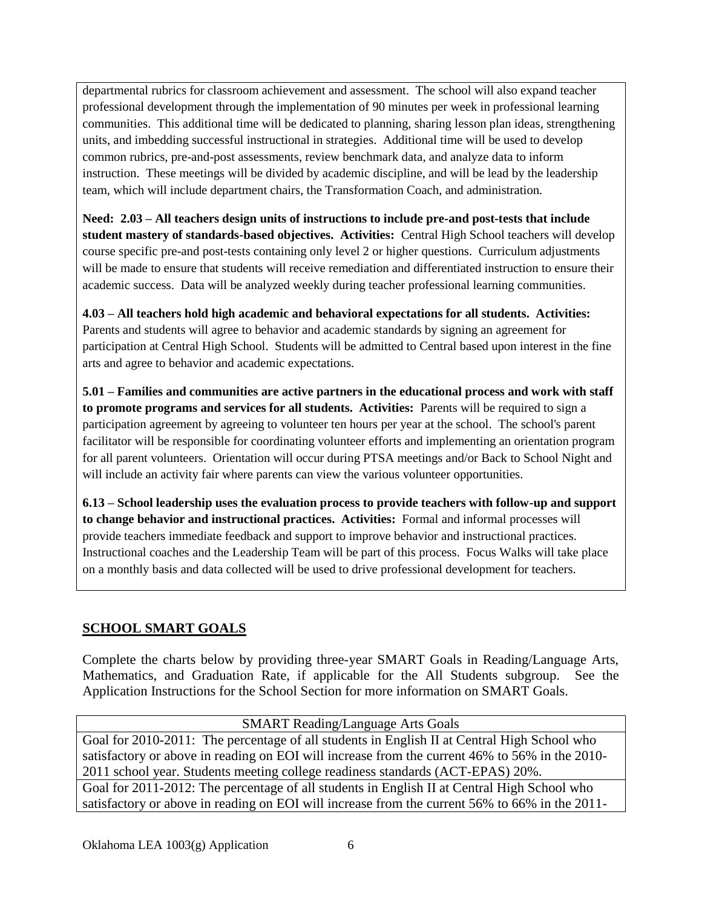departmental rubrics for classroom achievement and assessment. The school will also expand teacher professional development through the implementation of 90 minutes per week in professional learning communities. This additional time will be dedicated to planning, sharing lesson plan ideas, strengthening units, and imbedding successful instructional in strategies. Additional time will be used to develop common rubrics, pre-and-post assessments, review benchmark data, and analyze data to inform instruction. These meetings will be divided by academic discipline, and will be lead by the leadership team, which will include department chairs, the Transformation Coach, and administration.

**Need: 2.03 – All teachers design units of instructions to include pre-and post-tests that include student mastery of standards-based objectives. Activities:** Central High School teachers will develop course specific pre-and post-tests containing only level 2 or higher questions. Curriculum adjustments will be made to ensure that students will receive remediation and differentiated instruction to ensure their academic success. Data will be analyzed weekly during teacher professional learning communities.

**4.03 – All teachers hold high academic and behavioral expectations for all students. Activities:** Parents and students will agree to behavior and academic standards by signing an agreement for participation at Central High School. Students will be admitted to Central based upon interest in the fine arts and agree to behavior and academic expectations.

**5.01 – Families and communities are active partners in the educational process and work with staff to promote programs and services for all students. Activities:** Parents will be required to sign a participation agreement by agreeing to volunteer ten hours per year at the school. The school's parent facilitator will be responsible for coordinating volunteer efforts and implementing an orientation program for all parent volunteers. Orientation will occur during PTSA meetings and/or Back to School Night and will include an activity fair where parents can view the various volunteer opportunities.

**6.13 – School leadership uses the evaluation process to provide teachers with follow-up and support to change behavior and instructional practices. Activities:** Formal and informal processes will provide teachers immediate feedback and support to improve behavior and instructional practices. Instructional coaches and the Leadership Team will be part of this process. Focus Walks will take place on a monthly basis and data collected will be used to drive professional development for teachers.

## SCHOOL SMART GOALS

Complete the charts below by providing three-year SMART Goals in Reading/Language Arts, Mathematics, and Graduation Rate, if applicable for the All Students subgroup. See the Application Instructions for the School Section for more information on SMART Goals.

| SMART Reading/Language Arts Goals |
|---|
| Goal for 2010-2011: The percentage of all students in English II at Central High School who satisfactory or above in reading on EOI will increase from the current 46% to 56% in the 2010-2011 school year. Students meeting college readiness standards (ACT-EPAS) 20%. |
| Goal for 2011-2012: The percentage of all students in English II at Central High School who satisfactory or above in reading on EOI will increase from the current 56% to 66% in the 2011- |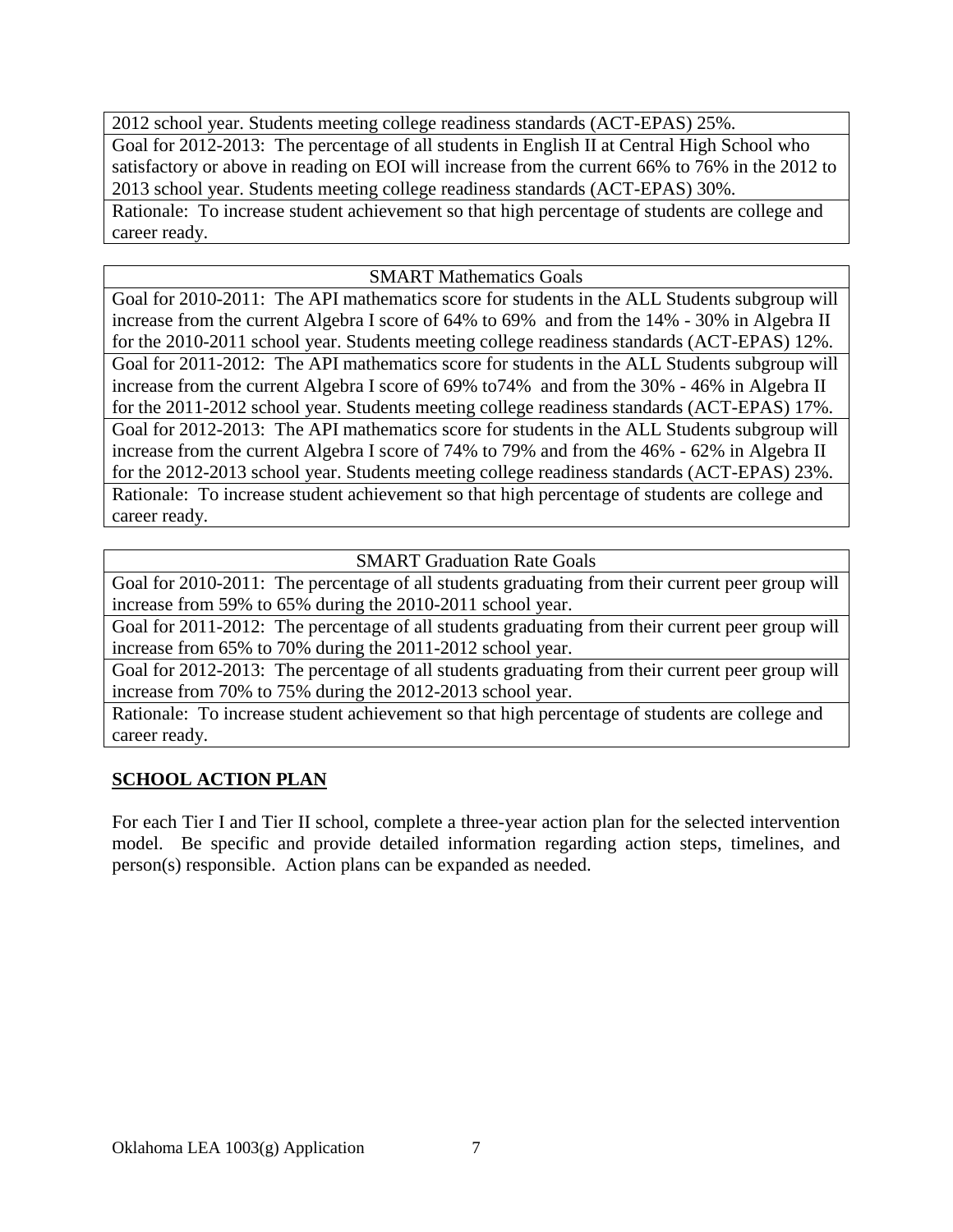| 2012 school year. Students meeting college readiness standards (ACT-EPAS) 25%. |
|---|
| Goal for 2012-2013: The percentage of all students in English II at Central High School who satisfactory or above in reading on EOI will increase from the current 66% to 76% in the 2012 to 2013 school year. Students meeting college readiness standards (ACT-EPAS) 30%. |
| Rationale: To increase student achievement so that high percentage of students are college and career ready. |

| SMART Mathematics Goals |
|---|
| Goal for 2010-2011: The API mathematics score for students in the ALL Students subgroup will increase from the current Algebra I score of 64% to 69% and from the 14% - 30% in Algebra II for the 2010-2011 school year. Students meeting college readiness standards (ACT-EPAS) 12%. |
| Goal for 2011-2012: The API mathematics score for students in the ALL Students subgroup will increase from the current Algebra I score of 69% to74% and from the 30% - 46% in Algebra II for the 2011-2012 school year. Students meeting college readiness standards (ACT-EPAS) 17%. |
| Goal for 2012-2013: The API mathematics score for students in the ALL Students subgroup will increase from the current Algebra I score of 74% to 79% and from the 46% - 62% in Algebra II for the 2012-2013 school year. Students meeting college readiness standards (ACT-EPAS) 23%. |
| Rationale: To increase student achievement so that high percentage of students are college and career ready. |

| SMART Graduation Rate Goals |
|---|
| Goal for 2010-2011: The percentage of all students graduating from their current peer group will increase from 59% to 65% during the 2010-2011 school year. |
| Goal for 2011-2012: The percentage of all students graduating from their current peer group will increase from 65% to 70% during the 2011-2012 school year. |
| Goal for 2012-2013: The percentage of all students graduating from their current peer group will increase from 70% to 75% during the 2012-2013 school year. |
| Rationale: To increase student achievement so that high percentage of students are college and career ready. |

## SCHOOL ACTION PLAN

For each Tier I and Tier II school, complete a three-year action plan for the selected intervention model. Be specific and provide detailed information regarding action steps, timelines, and person(s) responsible. Action plans can be expanded as needed.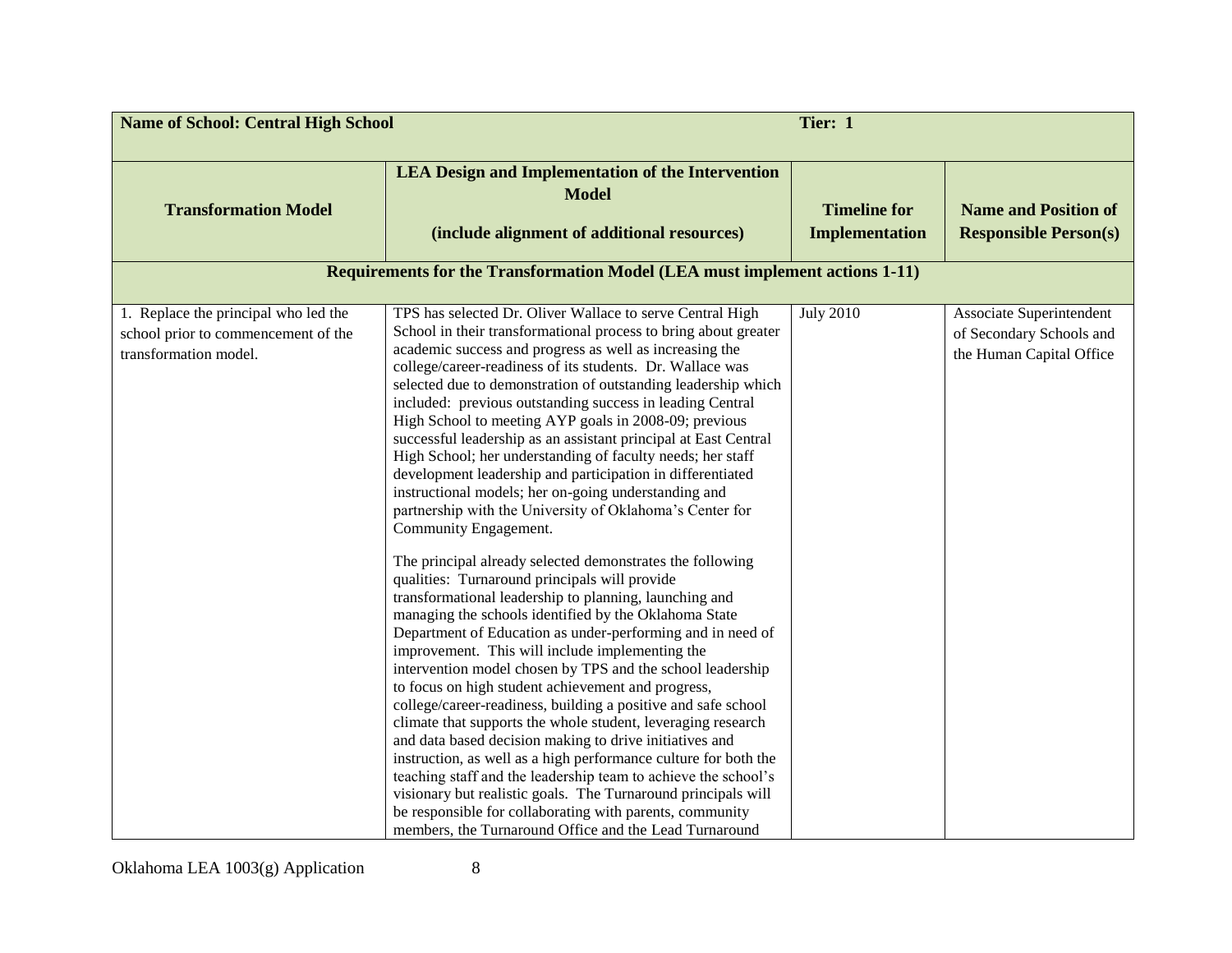| **Name of School: Central High School** | | **Tier: 1** | |
|---|---|---|---|
| **Transformation Model** | **LEA Design and Implementation of the Intervention Model** **(include alignment of additional resources)** | **Timeline for Implementation** | **Name and Position of Responsible Person(s)** |
| **Requirements for the Transformation Model (LEA must implement actions 1-11)** | | | |
| 1. Replace the principal who led the school prior to commencement of the transformation model. | TPS has selected Dr. Oliver Wallace to serve Central High School in their transformational process to bring about greater academic success and progress as well as increasing the college/career-readiness of its students. Dr. Wallace was selected due to demonstration of outstanding leadership which included: previous outstanding success in leading Central High School to meeting AYP goals in 2008-09; previous successful leadership as an assistant principal at East Central High School; her understanding of faculty needs; her staff development leadership and participation in differentiated instructional models; her on-going understanding and partnership with the University of Oklahoma's Center for Community Engagement.<br><br>The principal already selected demonstrates the following qualities: Turnaround principals will provide transformational leadership to planning, launching and managing the schools identified by the Oklahoma State Department of Education as under-performing and in need of improvement. This will include implementing the intervention model chosen by TPS and the school leadership to focus on high student achievement and progress, college/career-readiness, building a positive and safe school climate that supports the whole student, leveraging research and data based decision making to drive initiatives and instruction, as well as a high performance culture for both the teaching staff and the leadership team to achieve the school's visionary but realistic goals. The Turnaround principals will be responsible for collaborating with parents, community members, the Turnaround Office and the Lead Turnaround | July 2010 | Associate Superintendent of Secondary Schools and the Human Capital Office |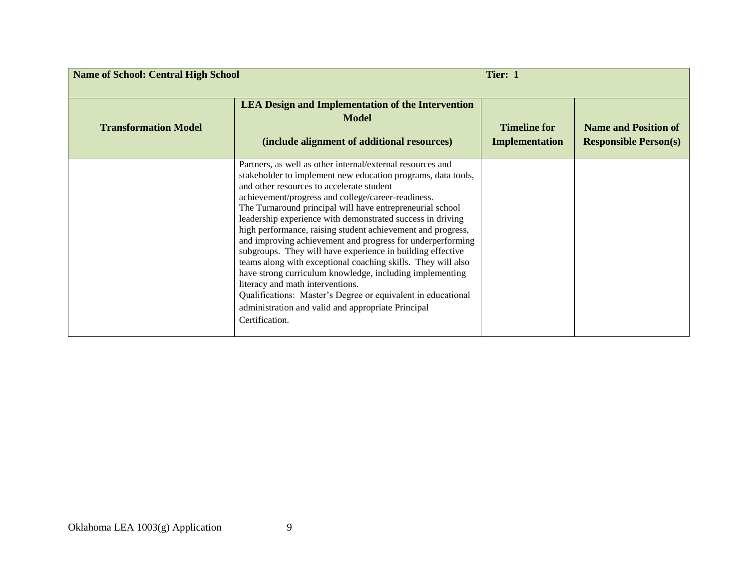| **Name of School: Central High School** | | **Tier: 1** | |
|---|---|---|---|
| **Transformation Model** | **LEA Design and Implementation of the Intervention Model**<br><br>**(include alignment of additional resources)** | **Timeline for Implementation** | **Name and Position of Responsible Person(s)** |
| | Partners, as well as other internal/external resources and stakeholder to implement new education programs, data tools, and other resources to accelerate student achievement/progress and college/career-readiness.<br>The Turnaround principal will have entrepreneurial school leadership experience with demonstrated success in driving high performance, raising student achievement and progress, and improving achievement and progress for underperforming subgroups. They will have experience in building effective teams along with exceptional coaching skills. They will also have strong curriculum knowledge, including implementing literacy and math interventions.<br>Qualifications: Master's Degree or equivalent in educational administration and valid and appropriate Principal Certification. | | |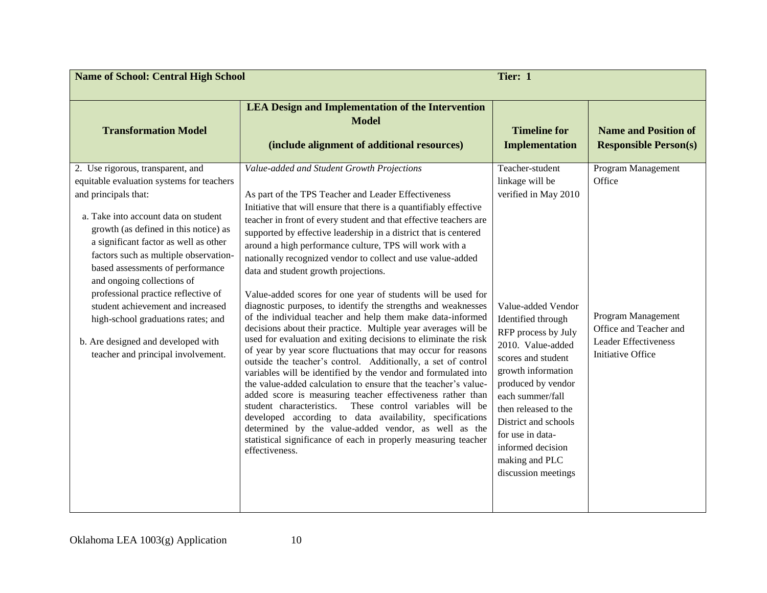| **Name of School: Central High School** | | **Tier: 1** | |
|---|---|---|---|
| **Transformation Model** | **LEA Design and Implementation of the Intervention Model**<br><br>**(include alignment of additional resources)** | **Timeline for Implementation** | **Name and Position of Responsible Person(s)** |
| 2. Use rigorous, transparent, and equitable evaluation systems for teachers and principals that:<br><br>a. Take into account data on student growth (as defined in this notice) as a significant factor as well as other factors such as multiple observation-based assessments of performance and ongoing collections of professional practice reflective of student achievement and increased high-school graduations rates; and<br><br>b. Are designed and developed with teacher and principal involvement. | *Value-added and Student Growth Projections*<br><br>As part of the TPS Teacher and Leader Effectiveness Initiative that will ensure that there is a quantifiably effective teacher in front of every student and that effective teachers are supported by effective leadership in a district that is centered around a high performance culture, TPS will work with a nationally recognized vendor to collect and use value-added data and student growth projections.<br><br>Value-added scores for one year of students will be used for diagnostic purposes, to identify the strengths and weaknesses of the individual teacher and help them make data-informed decisions about their practice. Multiple year averages will be used for evaluation and exiting decisions to eliminate the risk of year by year score fluctuations that may occur for reasons outside the teacher's control. Additionally, a set of control variables will be identified by the vendor and formulated into the value-added calculation to ensure that the teacher's value-added score is measuring teacher effectiveness rather than student characteristics. These control variables will be developed according to data availability, specifications determined by the value-added vendor, as well as the statistical significance of each in properly measuring teacher effectiveness. | Teacher-student linkage will be verified in May 2010<br><br>Value-added Vendor Identified through RFP process by July 2010. Value-added scores and student growth information produced by vendor each summer/fall then released to the District and schools for use in data-informed decision making and PLC discussion meetings | Program Management Office<br><br>Program Management Office and Teacher and Leader Effectiveness Initiative Office |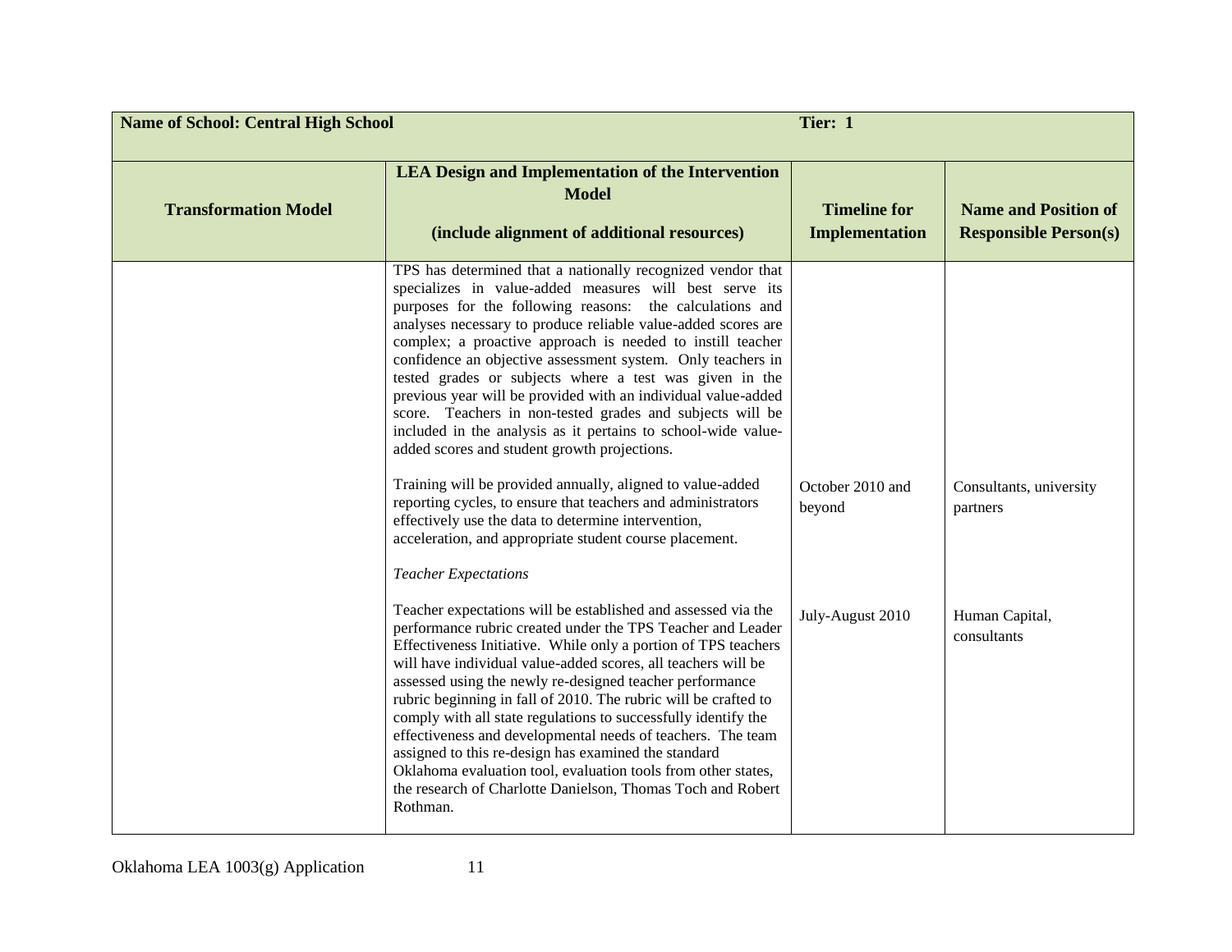| Name of School: Central High School | | Tier: 1 | |
|---|---|---|---|
| **Transformation Model** | **LEA Design and Implementation of the Intervention Model** <br><br> **(include alignment of additional resources)** | **Timeline for Implementation** | **Name and Position of Responsible Person(s)** |
| | TPS has determined that a nationally recognized vendor that specializes in value-added measures will best serve its purposes for the following reasons: the calculations and analyses necessary to produce reliable value-added scores are complex; a proactive approach is needed to instill teacher confidence an objective assessment system. Only teachers in tested grades or subjects where a test was given in the previous year will be provided with an individual value-added score. Teachers in non-tested grades and subjects will be included in the analysis as it pertains to school-wide value-added scores and student growth projections. | | |
| | Training will be provided annually, aligned to value-added reporting cycles, to ensure that teachers and administrators effectively use the data to determine intervention, acceleration, and appropriate student course placement. | October 2010 and beyond | Consultants, university partners |
| | *Teacher Expectations* | | |
| | Teacher expectations will be established and assessed via the performance rubric created under the TPS Teacher and Leader Effectiveness Initiative. While only a portion of TPS teachers will have individual value-added scores, all teachers will be assessed using the newly re-designed teacher performance rubric beginning in fall of 2010. The rubric will be crafted to comply with all state regulations to successfully identify the effectiveness and developmental needs of teachers. The team assigned to this re-design has examined the standard Oklahoma evaluation tool, evaluation tools from other states, the research of Charlotte Danielson, Thomas Toch and Robert Rothman. | July-August 2010 | Human Capital, consultants |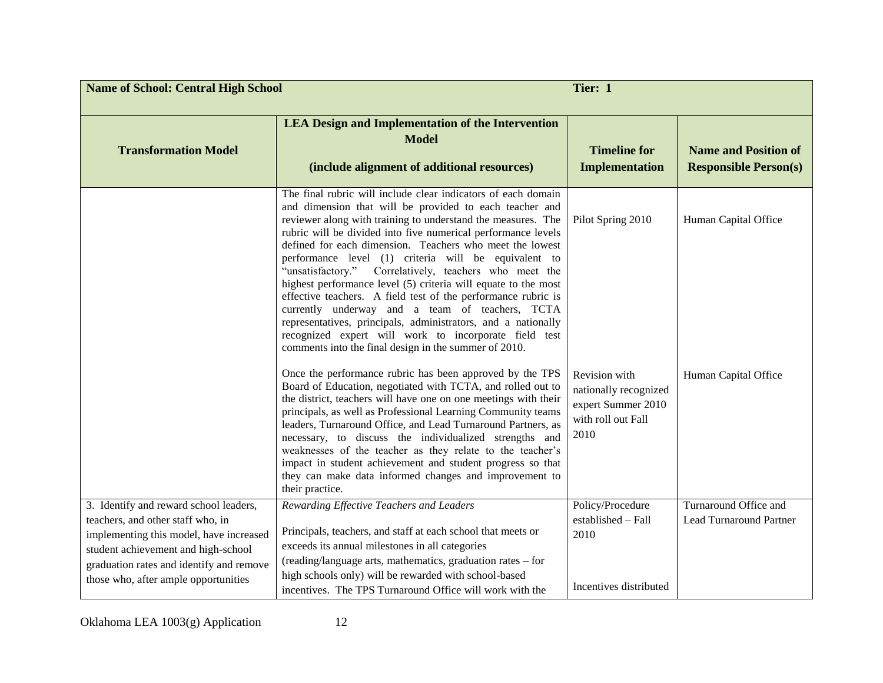| **Name of School: Central High School** | | **Tier: 1** | |
|---|---|---|---|
| **Transformation Model** | **LEA Design and Implementation of the Intervention Model (include alignment of additional resources)** | **Timeline for Implementation** | **Name and Position of Responsible Person(s)** |
| | The final rubric will include clear indicators of each domain and dimension that will be provided to each teacher and reviewer along with training to understand the measures. The rubric will be divided into five numerical performance levels defined for each dimension. Teachers who meet the lowest performance level (1) criteria will be equivalent to "unsatisfactory." Correlatively, teachers who meet the highest performance level (5) criteria will equate to the most effective teachers. A field test of the performance rubric is currently underway and a team of teachers, TCTA representatives, principals, administrators, and a nationally recognized expert will work to incorporate field test comments into the final design in the summer of 2010. | Pilot Spring 2010 | Human Capital Office |
| | Once the performance rubric has been approved by the TPS Board of Education, negotiated with TCTA, and rolled out to the district, teachers will have one on one meetings with their principals, as well as Professional Learning Community teams leaders, Turnaround Office, and Lead Turnaround Partners, as necessary, to discuss the individualized strengths and weaknesses of the teacher as they relate to the teacher's impact in student achievement and student progress so that they can make data informed changes and improvement to their practice. | Revision with nationally recognized expert Summer 2010 with roll out Fall 2010 | Human Capital Office |
| 3. Identify and reward school leaders, teachers, and other staff who, in implementing this model, have increased student achievement and high-school graduation rates and identify and remove those who, after ample opportunities | *Rewarding Effective Teachers and Leaders*<br><br>Principals, teachers, and staff at each school that meets or exceeds its annual milestones in all categories (reading/language arts, mathematics, graduation rates – for high schools only) will be rewarded with school-based incentives. The TPS Turnaround Office will work with the | Policy/Procedure established – Fall 2010<br><br>Incentives distributed | Turnaround Office and Lead Turnaround Partner |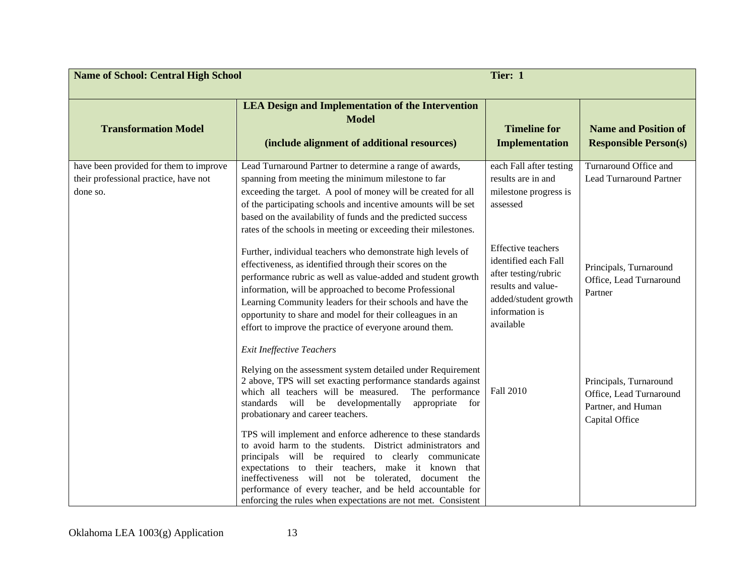| **Name of School: Central High School** | | **Tier: 1** | |
|---|---|---|---|
| **Transformation Model** | **LEA Design and Implementation of the Intervention Model**<br><br>**(include alignment of additional resources)** | **Timeline for Implementation** | **Name and Position of Responsible Person(s)** |
| have been provided for them to improve their professional practice, have not done so. | Lead Turnaround Partner to determine a range of awards, spanning from meeting the minimum milestone to far exceeding the target. A pool of money will be created for all of the participating schools and incentive amounts will be set based on the availability of funds and the predicted success rates of the schools in meeting or exceeding their milestones. | each Fall after testing results are in and milestone progress is assessed | Turnaround Office and Lead Turnaround Partner |
| | Further, individual teachers who demonstrate high levels of effectiveness, as identified through their scores on the performance rubric as well as value-added and student growth information, will be approached to become Professional Learning Community leaders for their schools and have the opportunity to share and model for their colleagues in an effort to improve the practice of everyone around them. | Effective teachers identified each Fall after testing/rubric results and value-added/student growth information is available | Principals, Turnaround Office, Lead Turnaround Partner |
| | *Exit Ineffective Teachers*<br><br>Relying on the assessment system detailed under Requirement 2 above, TPS will set exacting performance standards against which all teachers will be measured. The performance standards will be developmentally appropriate for probationary and career teachers.<br><br>TPS will implement and enforce adherence to these standards to avoid harm to the students. District administrators and principals will be required to clearly communicate expectations to their teachers, make it known that ineffectiveness will not be tolerated, document the performance of every teacher, and be held accountable for enforcing the rules when expectations are not met. Consistent | Fall 2010 | Principals, Turnaround Office, Lead Turnaround Partner, and Human Capital Office |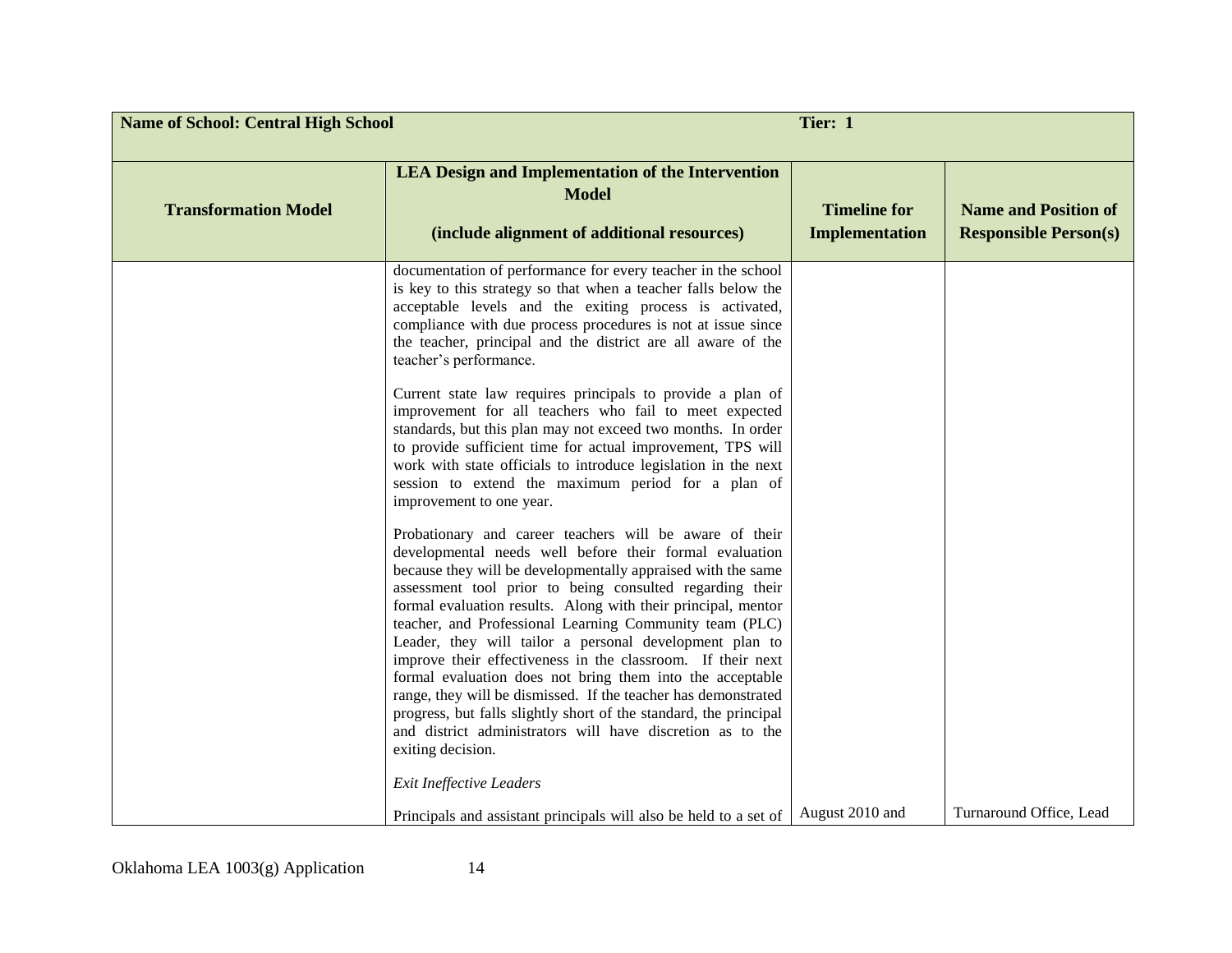| Name of School: Central High School | | Tier: 1 | |
|---|---|---|---|
| **Transformation Model** | **LEA Design and Implementation of the Intervention Model**<br><br>**(include alignment of additional resources)** | **Timeline for Implementation** | **Name and Position of Responsible Person(s)** |
| | documentation of performance for every teacher in the school is key to this strategy so that when a teacher falls below the acceptable levels and the exiting process is activated, compliance with due process procedures is not at issue since the teacher, principal and the district are all aware of the teacher's performance.<br><br>Current state law requires principals to provide a plan of improvement for all teachers who fail to meet expected standards, but this plan may not exceed two months. In order to provide sufficient time for actual improvement, TPS will work with state officials to introduce legislation in the next session to extend the maximum period for a plan of improvement to one year.<br><br>Probationary and career teachers will be aware of their developmental needs well before their formal evaluation because they will be developmentally appraised with the same assessment tool prior to being consulted regarding their formal evaluation results. Along with their principal, mentor teacher, and Professional Learning Community team (PLC) Leader, they will tailor a personal development plan to improve their effectiveness in the classroom. If their next formal evaluation does not bring them into the acceptable range, they will be dismissed. If the teacher has demonstrated progress, but falls slightly short of the standard, the principal and district administrators will have discretion as to the exiting decision.<br><br>*Exit Ineffective Leaders*<br><br>Principals and assistant principals will also be held to a set of | August 2010 and | Turnaround Office, Lead |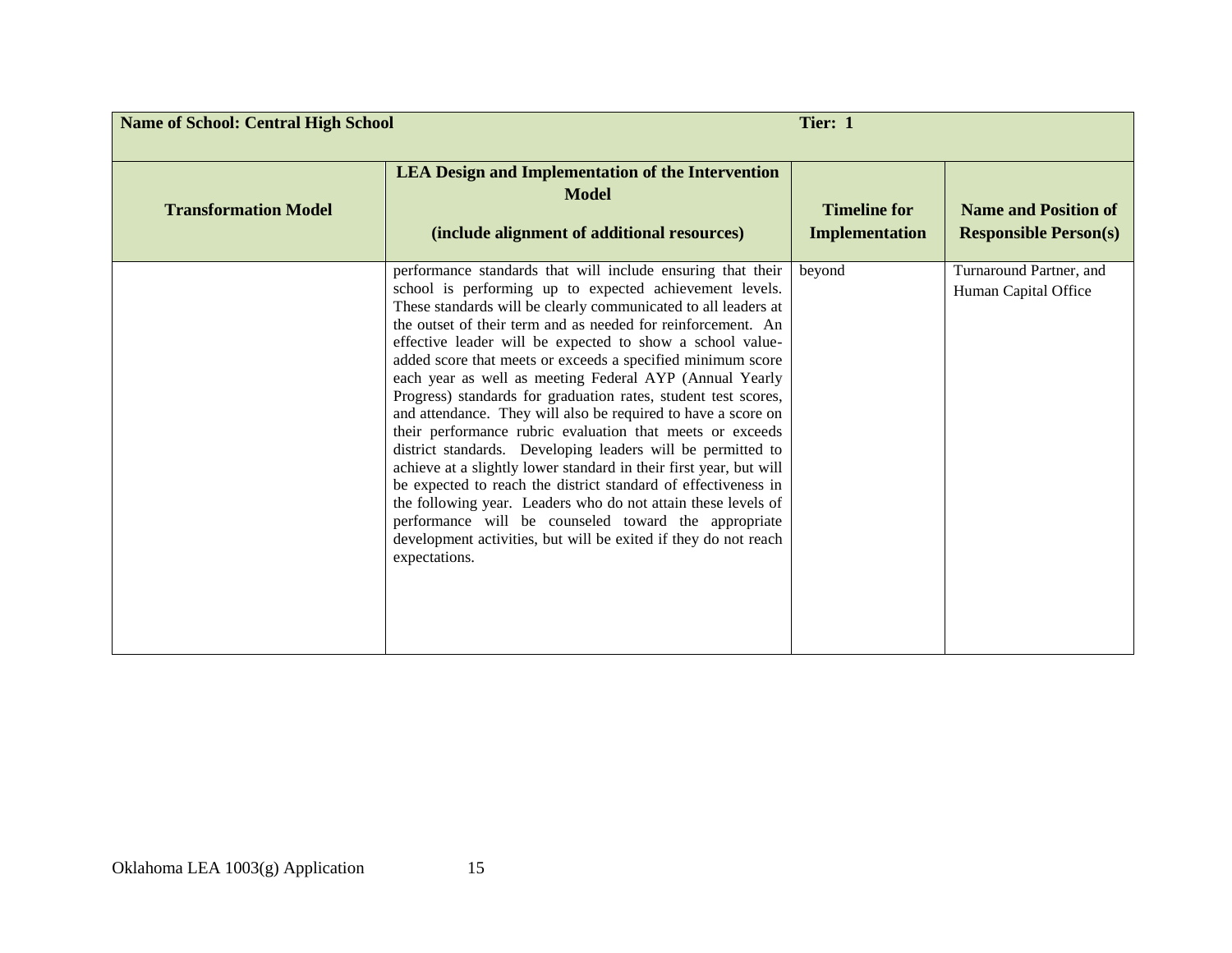| Name of School: Central High School | | Tier: 1 | |
|---|---|---|---|
| **Transformation Model** | **LEA Design and Implementation of the Intervention Model**<br><br>**(include alignment of additional resources)** | **Timeline for Implementation** | **Name and Position of Responsible Person(s)** |
| | performance standards that will include ensuring that their school is performing up to expected achievement levels. These standards will be clearly communicated to all leaders at the outset of their term and as needed for reinforcement. An effective leader will be expected to show a school value-added score that meets or exceeds a specified minimum score each year as well as meeting Federal AYP (Annual Yearly Progress) standards for graduation rates, student test scores, and attendance. They will also be required to have a score on their performance rubric evaluation that meets or exceeds district standards. Developing leaders will be permitted to achieve at a slightly lower standard in their first year, but will be expected to reach the district standard of effectiveness in the following year. Leaders who do not attain these levels of performance will be counseled toward the appropriate development activities, but will be exited if they do not reach expectations. | beyond | Turnaround Partner, and Human Capital Office |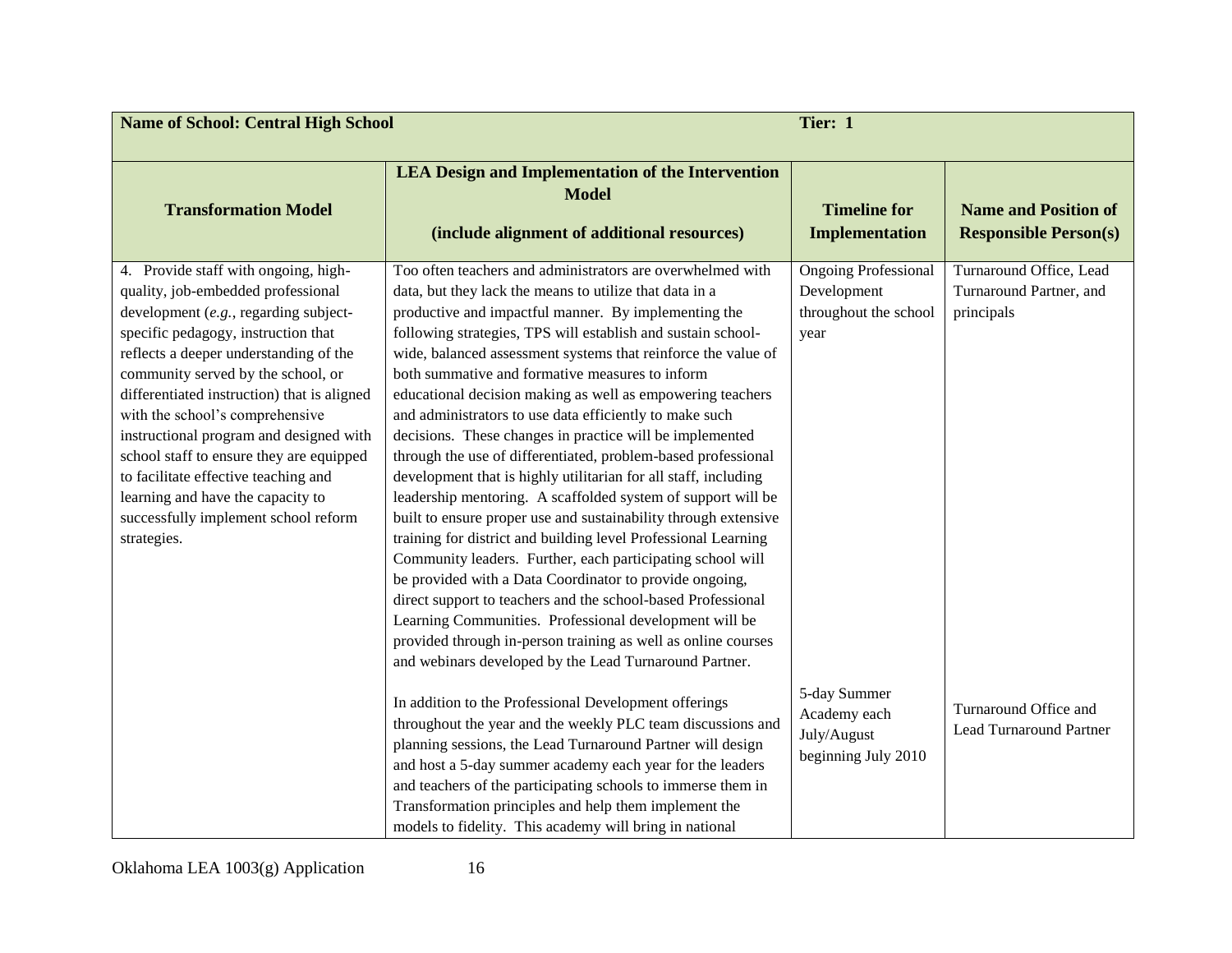| **Name of School: Central High School** | | **Tier: 1** | |
|---|---|---|---|
| **Transformation Model** | **LEA Design and Implementation of the Intervention Model** **(include alignment of additional resources)** | **Timeline for Implementation** | **Name and Position of Responsible Person(s)** |
| 4. Provide staff with ongoing, high-quality, job-embedded professional development (*e.g.*, regarding subject-specific pedagogy, instruction that reflects a deeper understanding of the community served by the school, or differentiated instruction) that is aligned with the school's comprehensive instructional program and designed with school staff to ensure they are equipped to facilitate effective teaching and learning and have the capacity to successfully implement school reform strategies. | Too often teachers and administrators are overwhelmed with data, but they lack the means to utilize that data in a productive and impactful manner. By implementing the following strategies, TPS will establish and sustain school-wide, balanced assessment systems that reinforce the value of both summative and formative measures to inform educational decision making as well as empowering teachers and administrators to use data efficiently to make such decisions. These changes in practice will be implemented through the use of differentiated, problem-based professional development that is highly utilitarian for all staff, including leadership mentoring. A scaffolded system of support will be built to ensure proper use and sustainability through extensive training for district and building level Professional Learning Community leaders. Further, each participating school will be provided with a Data Coordinator to provide ongoing, direct support to teachers and the school-based Professional Learning Communities. Professional development will be provided through in-person training as well as online courses and webinars developed by the Lead Turnaround Partner. | Ongoing Professional Development throughout the school year | Turnaround Office, Lead Turnaround Partner, and principals |
| | In addition to the Professional Development offerings throughout the year and the weekly PLC team discussions and planning sessions, the Lead Turnaround Partner will design and host a 5-day summer academy each year for the leaders and teachers of the participating schools to immerse them in Transformation principles and help them implement the models to fidelity. This academy will bring in national | 5-day Summer Academy each July/August beginning July 2010 | Turnaround Office and Lead Turnaround Partner |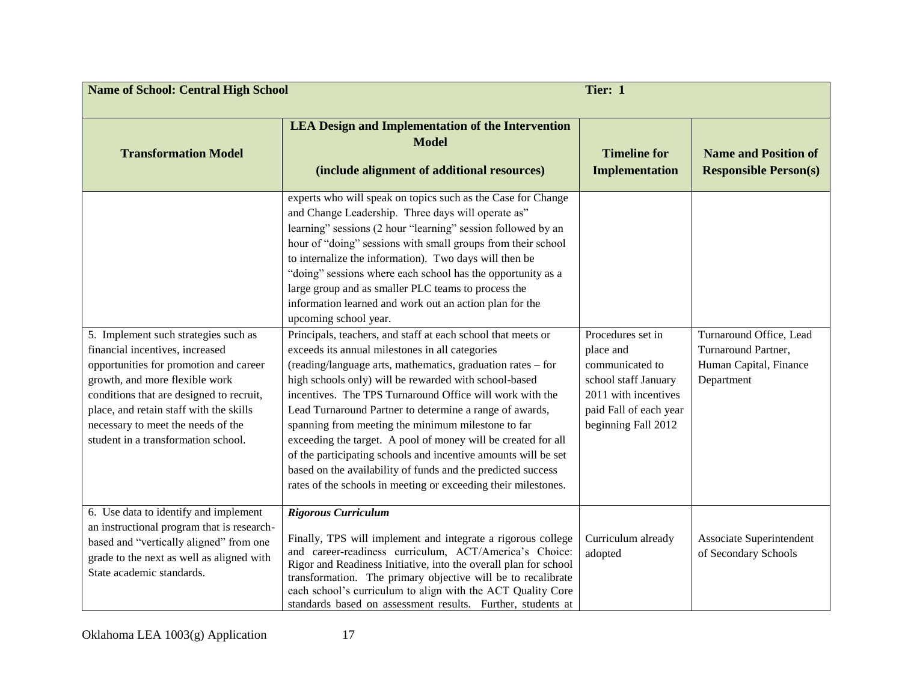| **Name of School: Central High School** | | **Tier: 1** | |
|---|---|---|---|
| **Transformation Model** | **LEA Design and Implementation of the Intervention Model**<br><br>**(include alignment of additional resources)** | **Timeline for Implementation** | **Name and Position of Responsible Person(s)** |
| | experts who will speak on topics such as the Case for Change and Change Leadership. Three days will operate as" learning" sessions (2 hour "learning" session followed by an hour of "doing" sessions with small groups from their school to internalize the information). Two days will then be "doing" sessions where each school has the opportunity as a large group and as smaller PLC teams to process the information learned and work out an action plan for the upcoming school year. | | |
| 5. Implement such strategies such as financial incentives, increased opportunities for promotion and career growth, and more flexible work conditions that are designed to recruit, place, and retain staff with the skills necessary to meet the needs of the student in a transformation school. | Principals, teachers, and staff at each school that meets or exceeds its annual milestones in all categories (reading/language arts, mathematics, graduation rates – for high schools only) will be rewarded with school-based incentives. The TPS Turnaround Office will work with the Lead Turnaround Partner to determine a range of awards, spanning from meeting the minimum milestone to far exceeding the target. A pool of money will be created for all of the participating schools and incentive amounts will be set based on the availability of funds and the predicted success rates of the schools in meeting or exceeding their milestones. | Procedures set in place and communicated to school staff January 2011 with incentives paid Fall of each year beginning Fall 2012 | Turnaround Office, Lead Turnaround Partner, Human Capital, Finance Department |
| 6. Use data to identify and implement an instructional program that is research-based and "vertically aligned" from one grade to the next as well as aligned with State academic standards. | ***Rigorous Curriculum***<br><br>Finally, TPS will implement and integrate a rigorous college and career-readiness curriculum, ACT/America's Choice: Rigor and Readiness Initiative, into the overall plan for school transformation. The primary objective will be to recalibrate each school's curriculum to align with the ACT Quality Core standards based on assessment results. Further, students at | Curriculum already adopted | Associate Superintendent of Secondary Schools |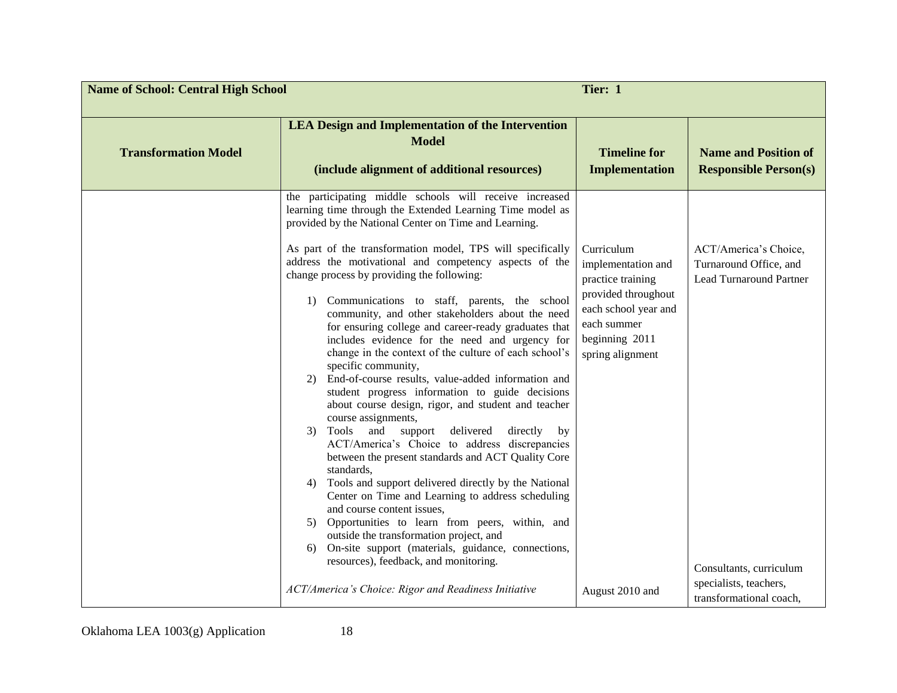| Name of School: Central High School | | Tier: 1 | |
|---|---|---|---|
| **Transformation Model** | **LEA Design and Implementation of the Intervention Model**<br><br>**(include alignment of additional resources)** | **Timeline for Implementation** | **Name and Position of Responsible Person(s)** |
| | the participating middle schools will receive increased learning time through the Extended Learning Time model as provided by the National Center on Time and Learning.<br><br>As part of the transformation model, TPS will specifically address the motivational and competency aspects of the change process by providing the following:<br><br>1) Communications to staff, parents, the school community, and other stakeholders about the need for ensuring college and career-ready graduates that includes evidence for the need and urgency for change in the context of the culture of each school's specific community,<br>2) End-of-course results, value-added information and student progress information to guide decisions about course design, rigor, and student and teacher course assignments,<br>3) Tools and support delivered directly by ACT/America's Choice to address discrepancies between the present standards and ACT Quality Core standards,<br>4) Tools and support delivered directly by the National Center on Time and Learning to address scheduling and course content issues,<br>5) Opportunities to learn from peers, within, and outside the transformation project, and<br>6) On-site support (materials, guidance, connections, resources), feedback, and monitoring. | Curriculum implementation and practice training provided throughout each school year and each summer beginning 2011 spring alignment | ACT/America's Choice, Turnaround Office, and Lead Turnaround Partner |
| | *ACT/America's Choice: Rigor and Readiness Initiative* | August 2010 and | Consultants, curriculum specialists, teachers, transformational coach, |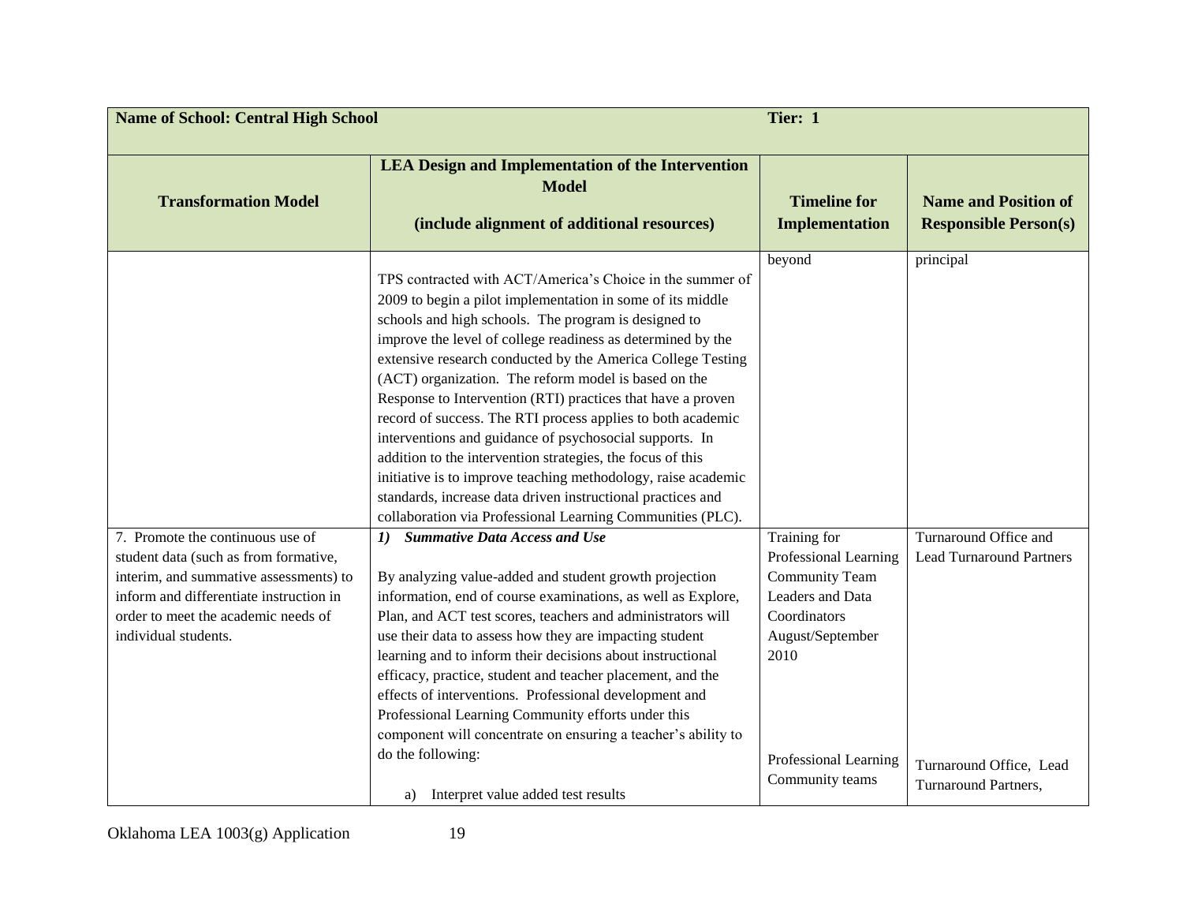| Name of School: Central High School | | Tier: 1 | |
|---|---|---|---|
| **Transformation Model** | **LEA Design and Implementation of the Intervention Model**<br><br>**(include alignment of additional resources)** | **Timeline for Implementation** | **Name and Position of Responsible Person(s)** |
| | TPS contracted with ACT/America's Choice in the summer of 2009 to begin a pilot implementation in some of its middle schools and high schools. The program is designed to improve the level of college readiness as determined by the extensive research conducted by the America College Testing (ACT) organization. The reform model is based on the Response to Intervention (RTI) practices that have a proven record of success. The RTI process applies to both academic interventions and guidance of psychosocial supports. In addition to the intervention strategies, the focus of this initiative is to improve teaching methodology, raise academic standards, increase data driven instructional practices and collaboration via Professional Learning Communities (PLC). | beyond | principal |
| 7. Promote the continuous use of student data (such as from formative, interim, and summative assessments) to inform and differentiate instruction in order to meet the academic needs of individual students. | ***1) Summative Data Access and Use***<br><br>By analyzing value-added and student growth projection information, end of course examinations, as well as Explore, Plan, and ACT test scores, teachers and administrators will use their data to assess how they are impacting student learning and to inform their decisions about instructional efficacy, practice, student and teacher placement, and the effects of interventions. Professional development and Professional Learning Community efforts under this component will concentrate on ensuring a teacher's ability to do the following:<br><br>a) Interpret value added test results | Training for Professional Learning Community Team Leaders and Data Coordinators August/September 2010<br><br>Professional Learning Community teams | Turnaround Office and Lead Turnaround Partners<br><br>Turnaround Office, Lead Turnaround Partners, |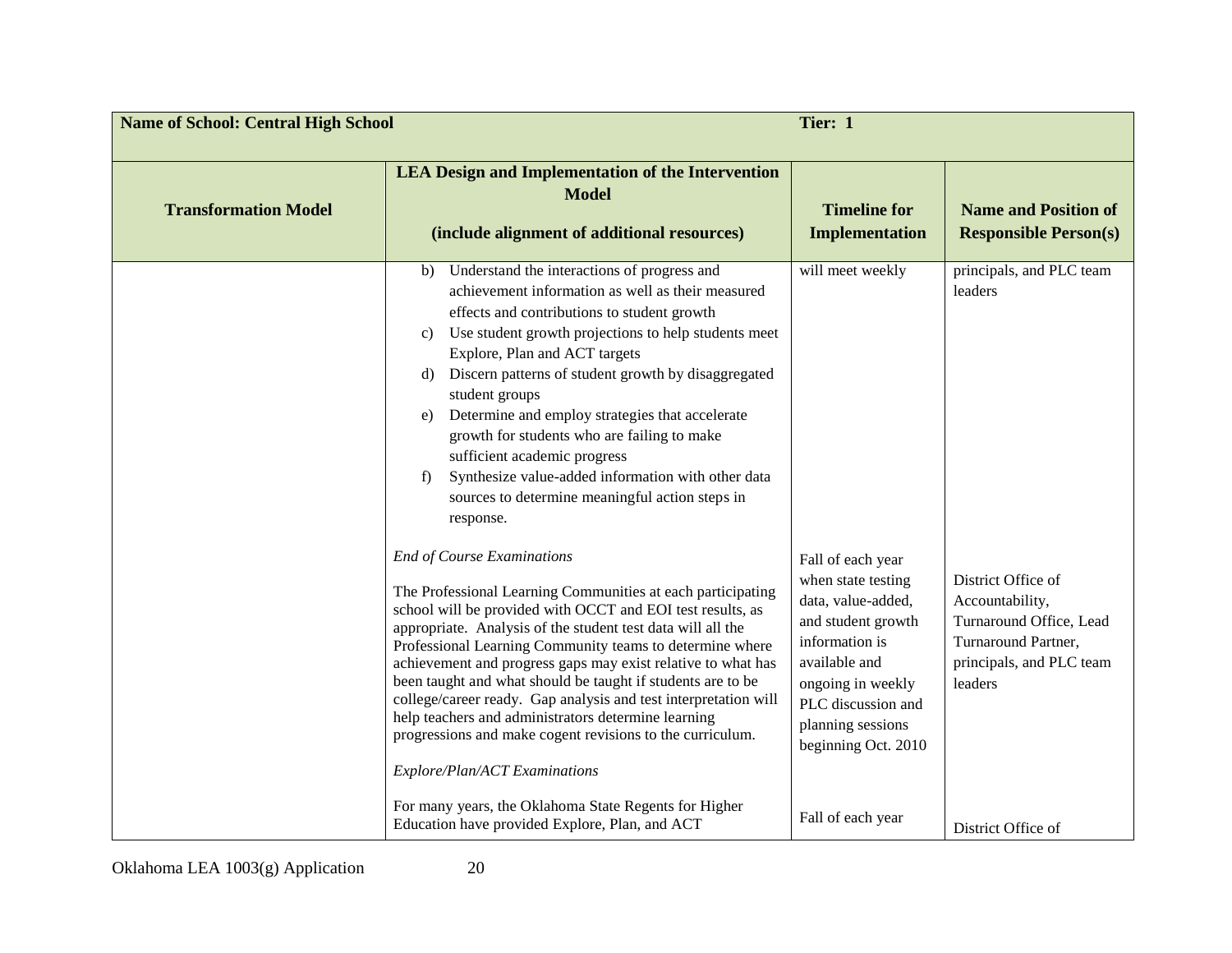| Name of School: Central High School | | Tier: 1 | |
|---|---|---|---|
| **Transformation Model** | **LEA Design and Implementation of the Intervention Model**<br><br>**(include alignment of additional resources)** | **Timeline for Implementation** | **Name and Position of Responsible Person(s)** |
| | b) Understand the interactions of progress and achievement information as well as their measured effects and contributions to student growth<br>c) Use student growth projections to help students meet Explore, Plan and ACT targets<br>d) Discern patterns of student growth by disaggregated student groups<br>e) Determine and employ strategies that accelerate growth for students who are failing to make sufficient academic progress<br>f) Synthesize value-added information with other data sources to determine meaningful action steps in response. | will meet weekly | principals, and PLC team leaders |
| | *End of Course Examinations*<br><br>The Professional Learning Communities at each participating school will be provided with OCCT and EOI test results, as appropriate. Analysis of the student test data will all the Professional Learning Community teams to determine where achievement and progress gaps may exist relative to what has been taught and what should be taught if students are to be college/career ready. Gap analysis and test interpretation will help teachers and administrators determine learning progressions and make cogent revisions to the curriculum. | Fall of each year when state testing data, value-added, and student growth information is available and ongoing in weekly PLC discussion and planning sessions beginning Oct. 2010 | District Office of Accountability, Turnaround Office, Lead Turnaround Partner, principals, and PLC team leaders |
| | *Explore/Plan/ACT Examinations*<br><br>For many years, the Oklahoma State Regents for Higher Education have provided Explore, Plan, and ACT | Fall of each year | District Office of |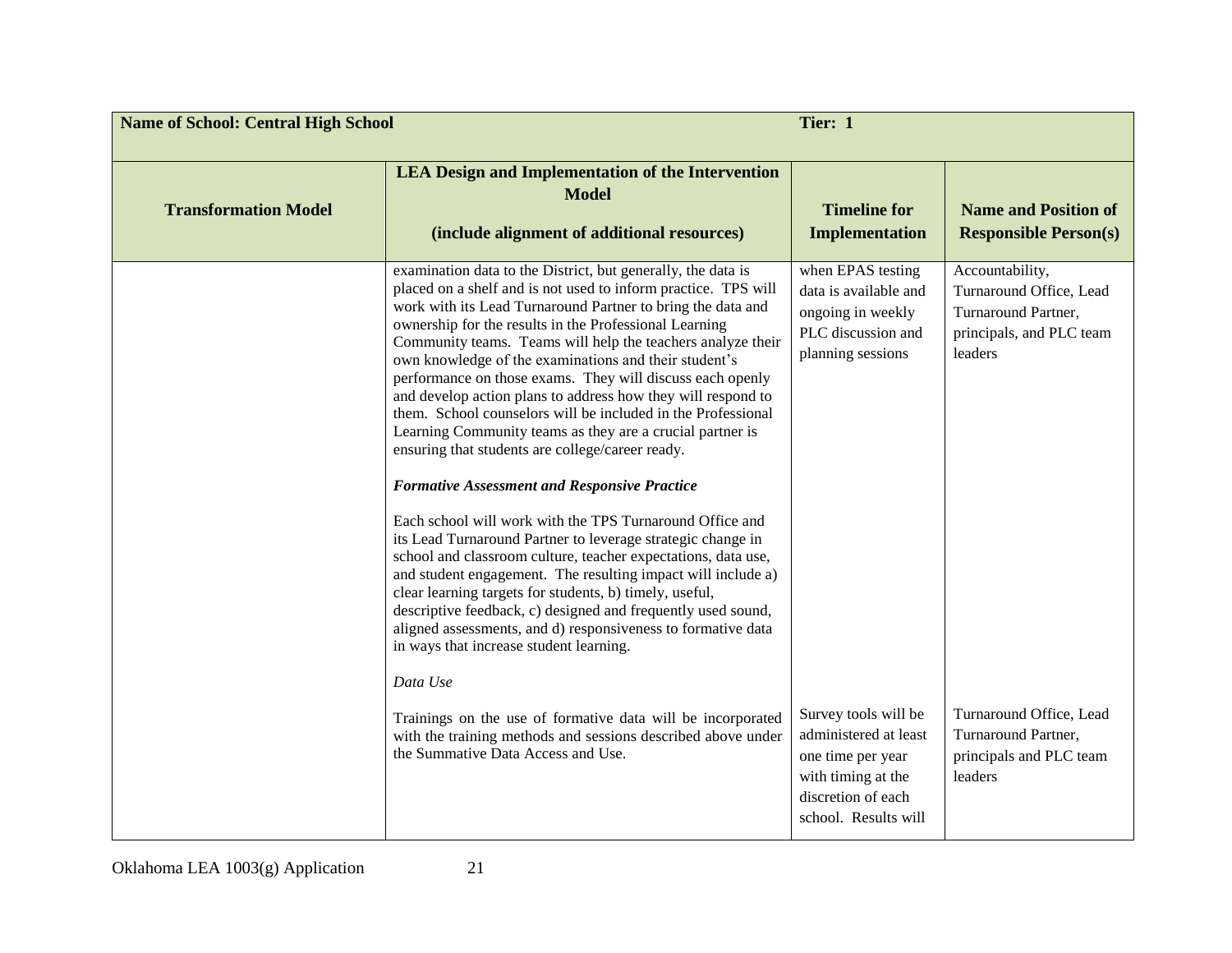| **Name of School: Central High School** | | **Tier: 1** | |
|---|---|---|---|
| **Transformation Model** | **LEA Design and Implementation of the Intervention Model**<br><br>**(include alignment of additional resources)** | **Timeline for Implementation** | **Name and Position of Responsible Person(s)** |
| | examination data to the District, but generally, the data is placed on a shelf and is not used to inform practice. TPS will work with its Lead Turnaround Partner to bring the data and ownership for the results in the Professional Learning Community teams. Teams will help the teachers analyze their own knowledge of the examinations and their student's performance on those exams. They will discuss each openly and develop action plans to address how they will respond to them. School counselors will be included in the Professional Learning Community teams as they are a crucial partner is ensuring that students are college/career ready.<br><br>***Formative Assessment and Responsive Practice***<br><br>Each school will work with the TPS Turnaround Office and its Lead Turnaround Partner to leverage strategic change in school and classroom culture, teacher expectations, data use, and student engagement. The resulting impact will include a) clear learning targets for students, b) timely, useful, descriptive feedback, c) designed and frequently used sound, aligned assessments, and d) responsiveness to formative data in ways that increase student learning. | when EPAS testing data is available and ongoing in weekly PLC discussion and planning sessions | Accountability, Turnaround Office, Lead Turnaround Partner, principals, and PLC team leaders |
| | *Data Use*<br><br>Trainings on the use of formative data will be incorporated with the training methods and sessions described above under the Summative Data Access and Use. | Survey tools will be administered at least one time per year with timing at the discretion of each school. Results will | Turnaround Office, Lead Turnaround Partner, principals and PLC team leaders |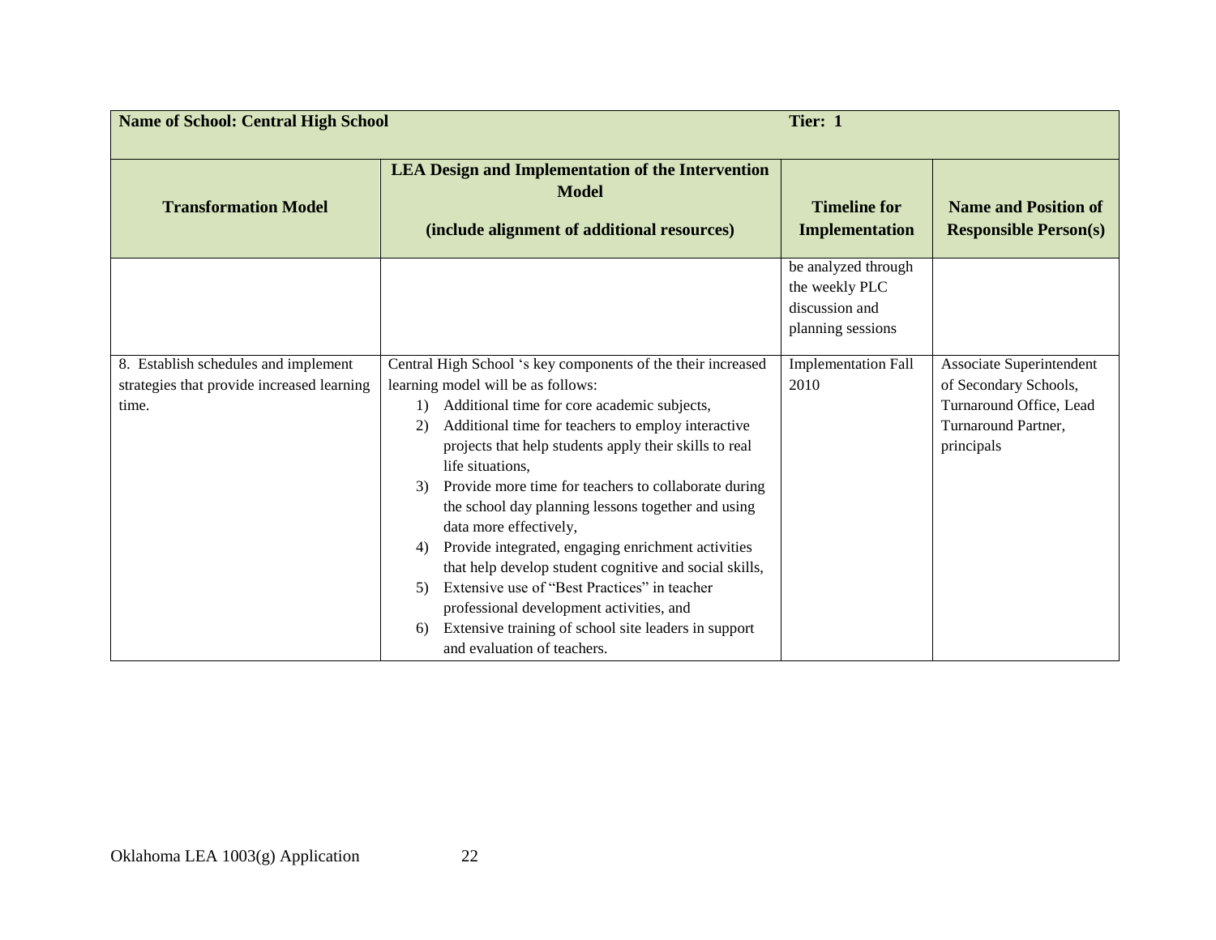| Name of School: Central High School | | Tier: 1 | |
|---|---|---|---|
| **Transformation Model** | **LEA Design and Implementation of the Intervention Model**<br><br>**(include alignment of additional resources)** | **Timeline for Implementation** | **Name and Position of Responsible Person(s)** |
| | | be analyzed through the weekly PLC discussion and planning sessions | |
| 8. Establish schedules and implement strategies that provide increased learning time. | Central High School 's key components of the their increased learning model will be as follows:<br>1) Additional time for core academic subjects,<br>2) Additional time for teachers to employ interactive projects that help students apply their skills to real life situations,<br>3) Provide more time for teachers to collaborate during the school day planning lessons together and using data more effectively,<br>4) Provide integrated, engaging enrichment activities that help develop student cognitive and social skills,<br>5) Extensive use of "Best Practices" in teacher professional development activities, and<br>6) Extensive training of school site leaders in support and evaluation of teachers. | Implementation Fall 2010 | Associate Superintendent of Secondary Schools, Turnaround Office, Lead Turnaround Partner, principals |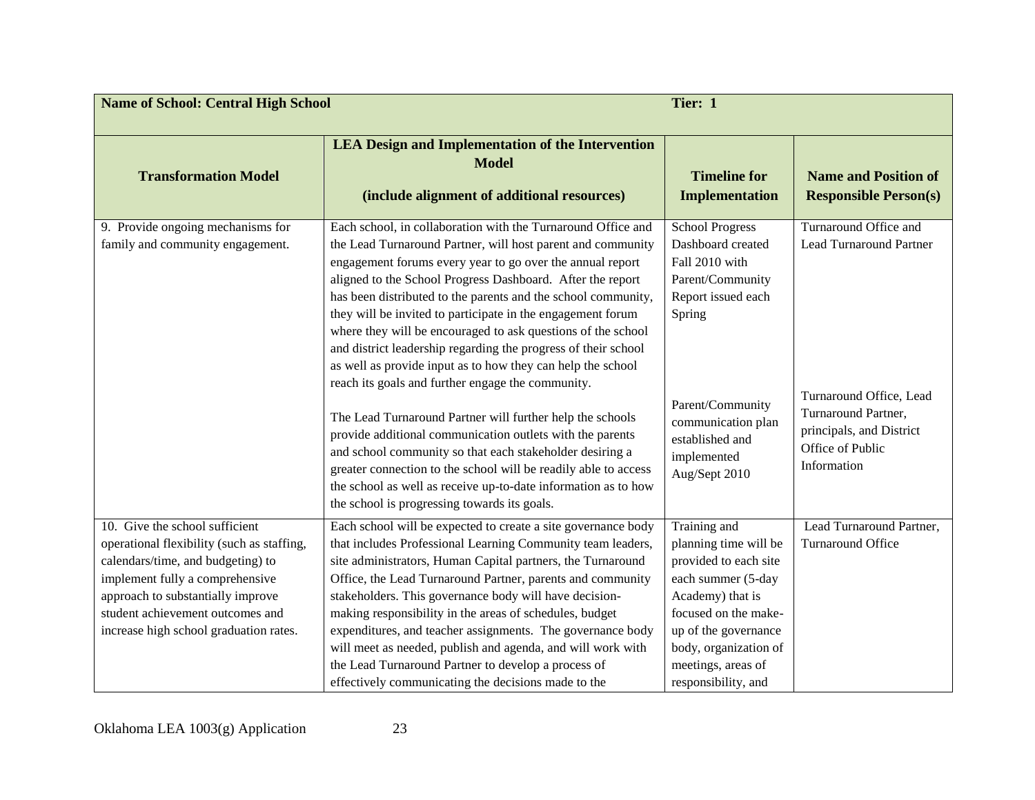| Name of School: Central High School | | Tier: 1 | |
|---|---|---|---|
| **Transformation Model** | **LEA Design and Implementation of the Intervention Model (include alignment of additional resources)** | **Timeline for Implementation** | **Name and Position of Responsible Person(s)** |
| 9. Provide ongoing mechanisms for family and community engagement. | Each school, in collaboration with the Turnaround Office and the Lead Turnaround Partner, will host parent and community engagement forums every year to go over the annual report aligned to the School Progress Dashboard. After the report has been distributed to the parents and the school community, they will be invited to participate in the engagement forum where they will be encouraged to ask questions of the school and district leadership regarding the progress of their school as well as provide input as to how they can help the school reach its goals and further engage the community.<br><br>The Lead Turnaround Partner will further help the schools provide additional communication outlets with the parents and school community so that each stakeholder desiring a greater connection to the school will be readily able to access the school as well as receive up-to-date information as to how the school is progressing towards its goals. | School Progress Dashboard created Fall 2010 with Parent/Community Report issued each Spring<br><br>Parent/Community communication plan established and implemented Aug/Sept 2010 | Turnaround Office and Lead Turnaround Partner<br><br>Turnaround Office, Lead Turnaround Partner, principals, and District Office of Public Information |
| 10. Give the school sufficient operational flexibility (such as staffing, calendars/time, and budgeting) to implement fully a comprehensive approach to substantially improve student achievement outcomes and increase high school graduation rates. | Each school will be expected to create a site governance body that includes Professional Learning Community team leaders, site administrators, Human Capital partners, the Turnaround Office, the Lead Turnaround Partner, parents and community stakeholders. This governance body will have decision-making responsibility in the areas of schedules, budget expenditures, and teacher assignments. The governance body will meet as needed, publish and agenda, and will work with the Lead Turnaround Partner to develop a process of effectively communicating the decisions made to the | Training and planning time will be provided to each site each summer (5-day Academy) that is focused on the make-up of the governance body, organization of meetings, areas of responsibility, and | Lead Turnaround Partner, Turnaround Office |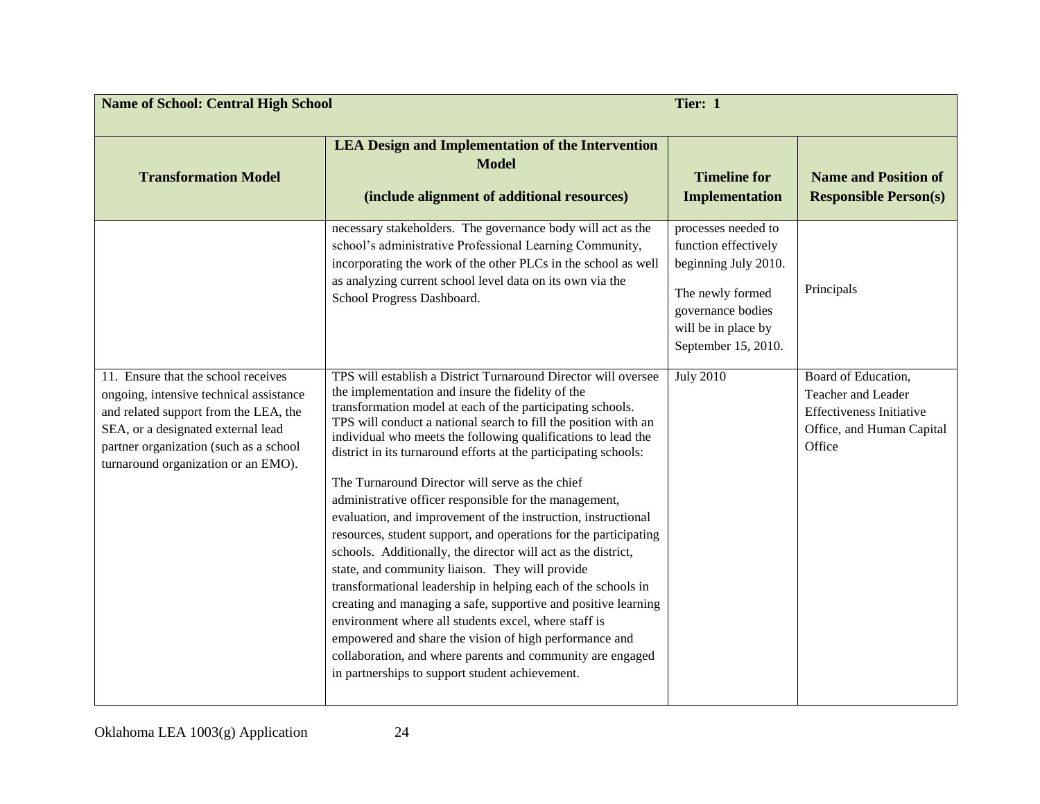| **Name of School: Central High School** | | **Tier: 1** | |
|---|---|---|---|
| **Transformation Model** | **LEA Design and Implementation of the Intervention Model** (include alignment of additional resources) | **Timeline for Implementation** | **Name and Position of Responsible Person(s)** |
| | necessary stakeholders. The governance body will act as the school's administrative Professional Learning Community, incorporating the work of the other PLCs in the school as well as analyzing current school level data on its own via the School Progress Dashboard. | processes needed to function effectively beginning July 2010.<br><br>The newly formed governance bodies will be in place by September 15, 2010. | Principals |
| 11. Ensure that the school receives ongoing, intensive technical assistance and related support from the LEA, the SEA, or a designated external lead partner organization (such as a school turnaround organization or an EMO). | TPS will establish a District Turnaround Director will oversee the implementation and insure the fidelity of the transformation model at each of the participating schools. TPS will conduct a national search to fill the position with an individual who meets the following qualifications to lead the district in its turnaround efforts at the participating schools:<br><br>The Turnaround Director will serve as the chief administrative officer responsible for the management, evaluation, and improvement of the instruction, instructional resources, student support, and operations for the participating schools. Additionally, the director will act as the district, state, and community liaison. They will provide transformational leadership in helping each of the schools in creating and managing a safe, supportive and positive learning environment where all students excel, where staff is empowered and share the vision of high performance and collaboration, and where parents and community are engaged in partnerships to support student achievement. | July 2010 | Board of Education, Teacher and Leader Effectiveness Initiative Office, and Human Capital Office |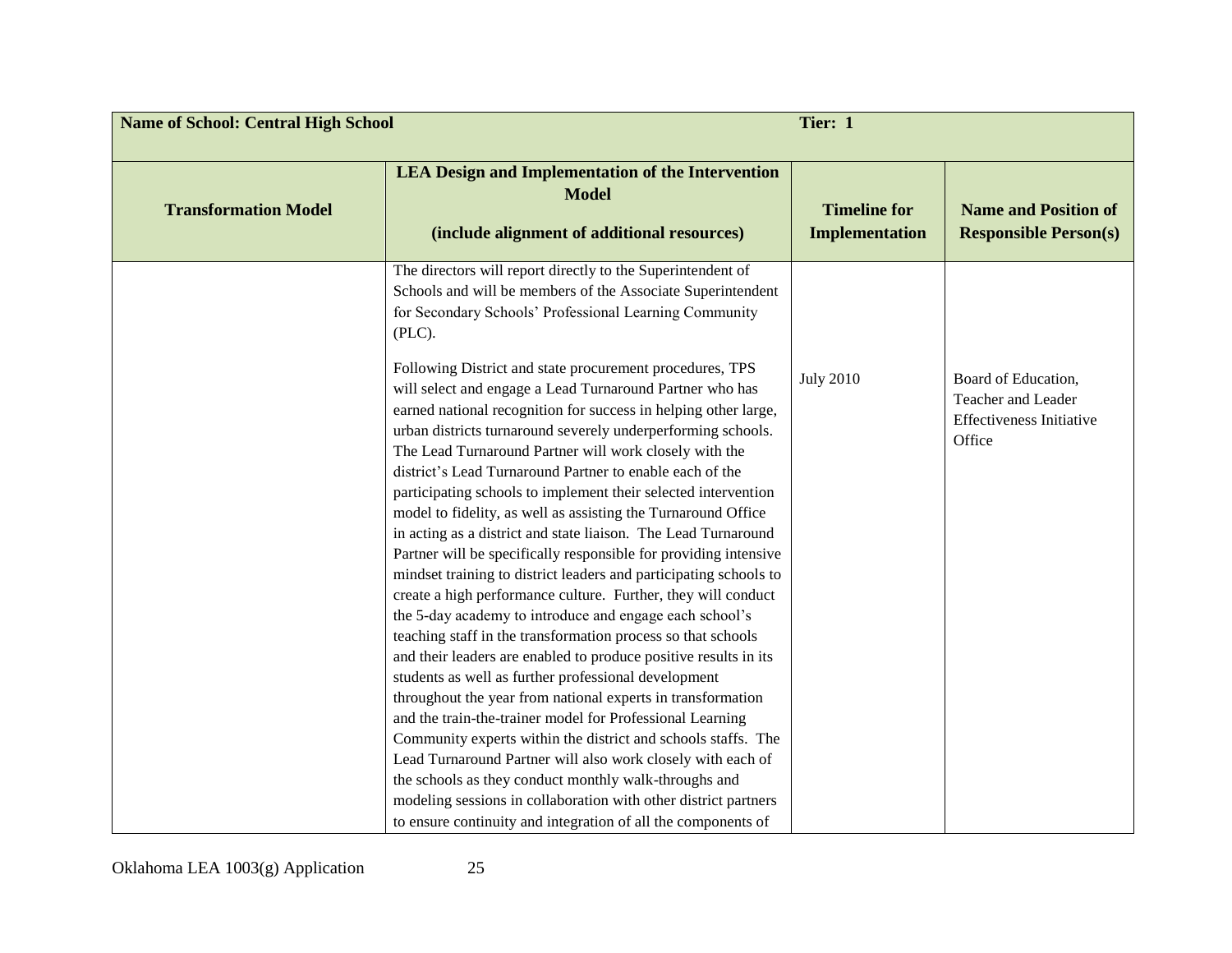| Name of School: Central High School | | Tier: 1 | |
|---|---|---|---|
| **Transformation Model** | **LEA Design and Implementation of the Intervention Model (include alignment of additional resources)** | **Timeline for Implementation** | **Name and Position of Responsible Person(s)** |
| | The directors will report directly to the Superintendent of Schools and will be members of the Associate Superintendent for Secondary Schools' Professional Learning Community (PLC).<br><br>Following District and state procurement procedures, TPS will select and engage a Lead Turnaround Partner who has earned national recognition for success in helping other large, urban districts turnaround severely underperforming schools. The Lead Turnaround Partner will work closely with the district's Lead Turnaround Partner to enable each of the participating schools to implement their selected intervention model to fidelity, as well as assisting the Turnaround Office in acting as a district and state liaison. The Lead Turnaround Partner will be specifically responsible for providing intensive mindset training to district leaders and participating schools to create a high performance culture. Further, they will conduct the 5-day academy to introduce and engage each school's teaching staff in the transformation process so that schools and their leaders are enabled to produce positive results in its students as well as further professional development throughout the year from national experts in transformation and the train-the-trainer model for Professional Learning Community experts within the district and schools staffs. The Lead Turnaround Partner will also work closely with each of the schools as they conduct monthly walk-throughs and modeling sessions in collaboration with other district partners to ensure continuity and integration of all the components of | July 2010 | Board of Education, Teacher and Leader Effectiveness Initiative Office |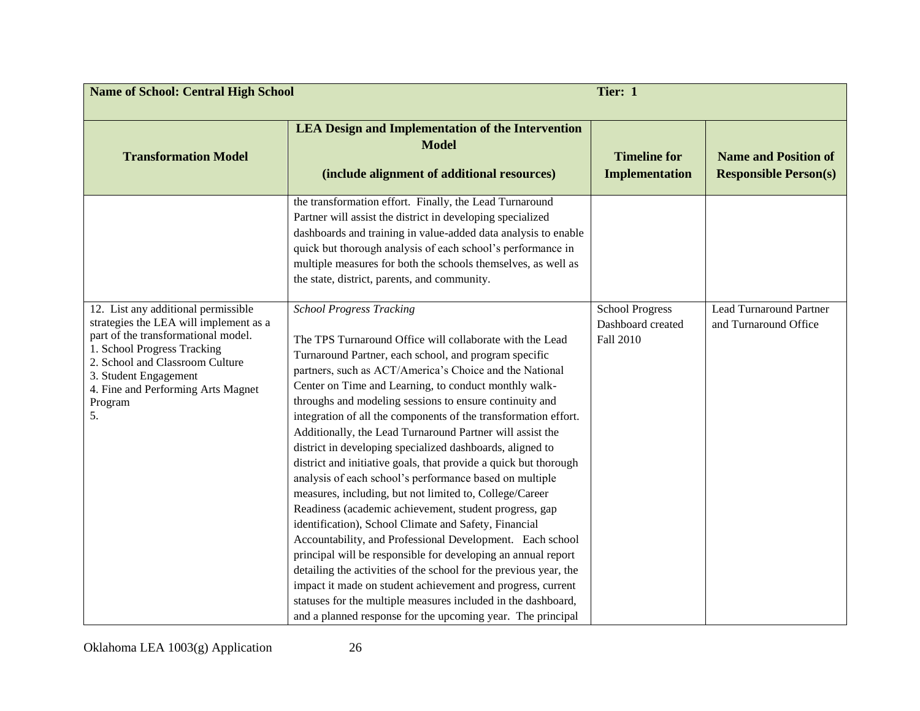| Name of School: Central High School | | Tier: 1 | |
|---|---|---|---|
| **Transformation Model** | **LEA Design and Implementation of the Intervention Model (include alignment of additional resources)** | **Timeline for Implementation** | **Name and Position of Responsible Person(s)** |
| | the transformation effort. Finally, the Lead Turnaround Partner will assist the district in developing specialized dashboards and training in value-added data analysis to enable quick but thorough analysis of each school's performance in multiple measures for both the schools themselves, as well as the state, district, parents, and community. | | |
| 12. List any additional permissible strategies the LEA will implement as a part of the transformational model.<br>1. School Progress Tracking<br>2. School and Classroom Culture<br>3. Student Engagement<br>4. Fine and Performing Arts Magnet Program<br>5. | *School Progress Tracking*<br><br>The TPS Turnaround Office will collaborate with the Lead Turnaround Partner, each school, and program specific partners, such as ACT/America's Choice and the National Center on Time and Learning, to conduct monthly walk-throughs and modeling sessions to ensure continuity and integration of all the components of the transformation effort. Additionally, the Lead Turnaround Partner will assist the district in developing specialized dashboards, aligned to district and initiative goals, that provide a quick but thorough analysis of each school's performance based on multiple measures, including, but not limited to, College/Career Readiness (academic achievement, student progress, gap identification), School Climate and Safety, Financial Accountability, and Professional Development. Each school principal will be responsible for developing an annual report detailing the activities of the school for the previous year, the impact it made on student achievement and progress, current statuses for the multiple measures included in the dashboard, and a planned response for the upcoming year. The principal | School Progress Dashboard created Fall 2010 | Lead Turnaround Partner and Turnaround Office |

Oklahoma LEA 1003(g) Application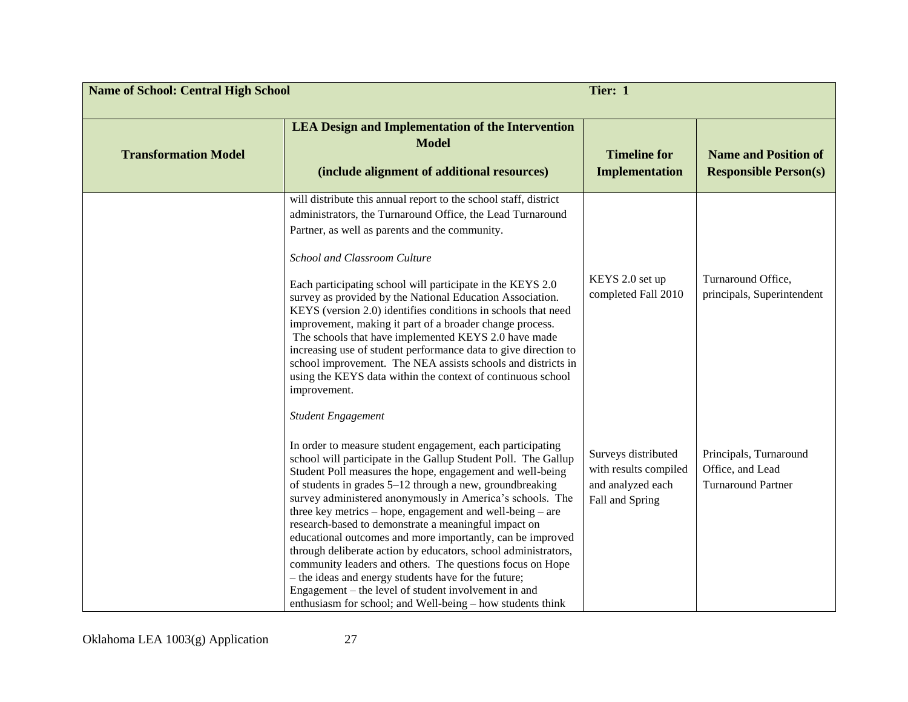| Name of School: Central High School | | Tier: 1 | |
|---|---|---|---|
| **Transformation Model** | **LEA Design and Implementation of the Intervention Model**<br><br>**(include alignment of additional resources)** | **Timeline for Implementation** | **Name and Position of Responsible Person(s)** |
| | will distribute this annual report to the school staff, district administrators, the Turnaround Office, the Lead Turnaround Partner, as well as parents and the community. | | |
| | *School and Classroom Culture*<br><br>Each participating school will participate in the KEYS 2.0 survey as provided by the National Education Association. KEYS (version 2.0) identifies conditions in schools that need improvement, making it part of a broader change process. The schools that have implemented KEYS 2.0 have made increasing use of student performance data to give direction to school improvement. The NEA assists schools and districts in using the KEYS data within the context of continuous school improvement. | KEYS 2.0 set up completed Fall 2010 | Turnaround Office, principals, Superintendent |
| | *Student Engagement*<br><br>In order to measure student engagement, each participating school will participate in the Gallup Student Poll. The Gallup Student Poll measures the hope, engagement and well-being of students in grades 5–12 through a new, groundbreaking survey administered anonymously in America's schools. The three key metrics – hope, engagement and well-being – are research-based to demonstrate a meaningful impact on educational outcomes and more importantly, can be improved through deliberate action by educators, school administrators, community leaders and others. The questions focus on Hope – the ideas and energy students have for the future; Engagement – the level of student involvement in and enthusiasm for school; and Well-being – how students think | Surveys distributed with results compiled and analyzed each Fall and Spring | Principals, Turnaround Office, and Lead Turnaround Partner |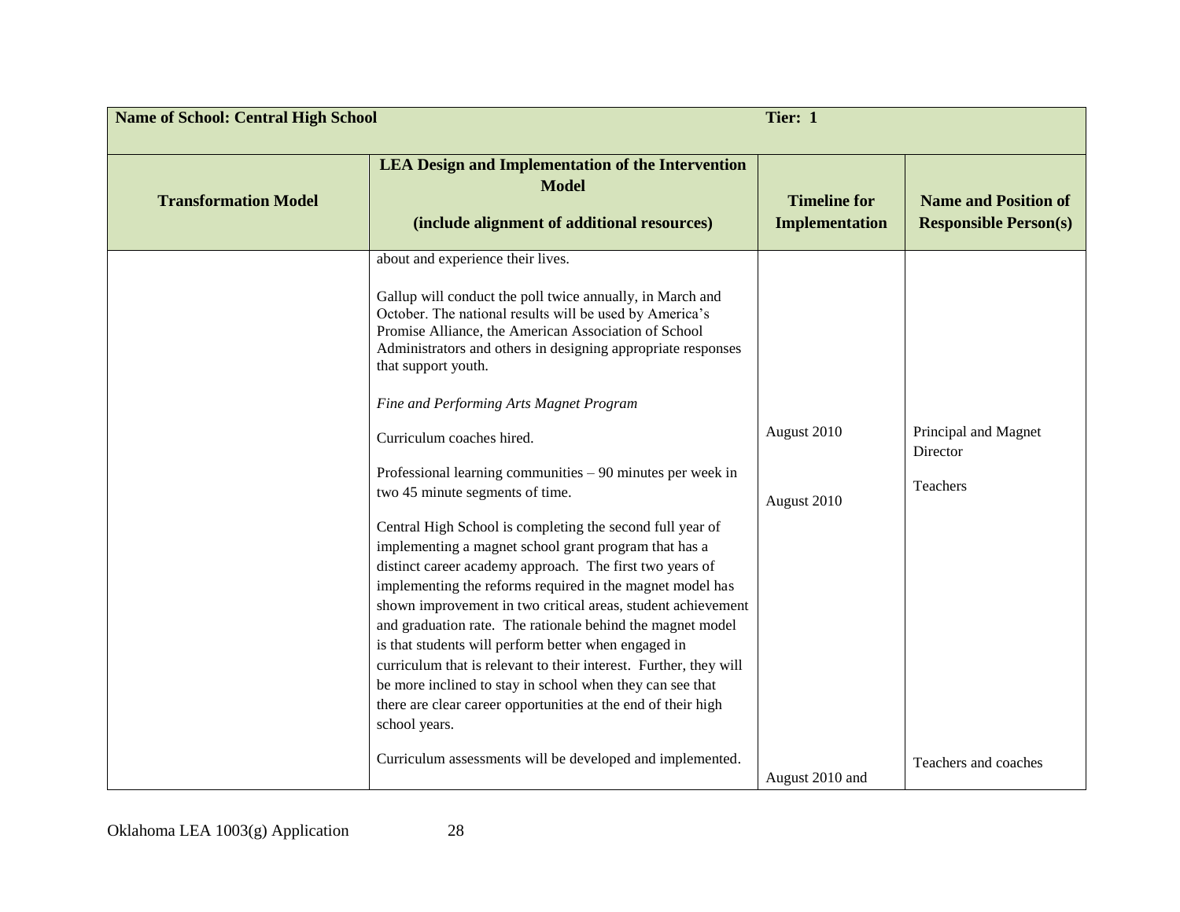| Name of School: Central High School | | Tier: 1 | |
|---|---|---|---|
| **Transformation Model** | **LEA Design and Implementation of the Intervention Model (include alignment of additional resources)** | **Timeline for Implementation** | **Name and Position of Responsible Person(s)** |
| | about and experience their lives.<br><br>Gallup will conduct the poll twice annually, in March and October. The national results will be used by America's Promise Alliance, the American Association of School Administrators and others in designing appropriate responses that support youth. | | |
| | *Fine and Performing Arts Magnet Program* | | |
| | Curriculum coaches hired. | August 2010 | Principal and Magnet Director |
| | Professional learning communities – 90 minutes per week in two 45 minute segments of time.<br><br>Central High School is completing the second full year of implementing a magnet school grant program that has a distinct career academy approach. The first two years of implementing the reforms required in the magnet model has shown improvement in two critical areas, student achievement and graduation rate. The rationale behind the magnet model is that students will perform better when engaged in curriculum that is relevant to their interest. Further, they will be more inclined to stay in school when they can see that there are clear career opportunities at the end of their high school years. | August 2010 | Teachers |
| | Curriculum assessments will be developed and implemented. | August 2010 and | Teachers and coaches |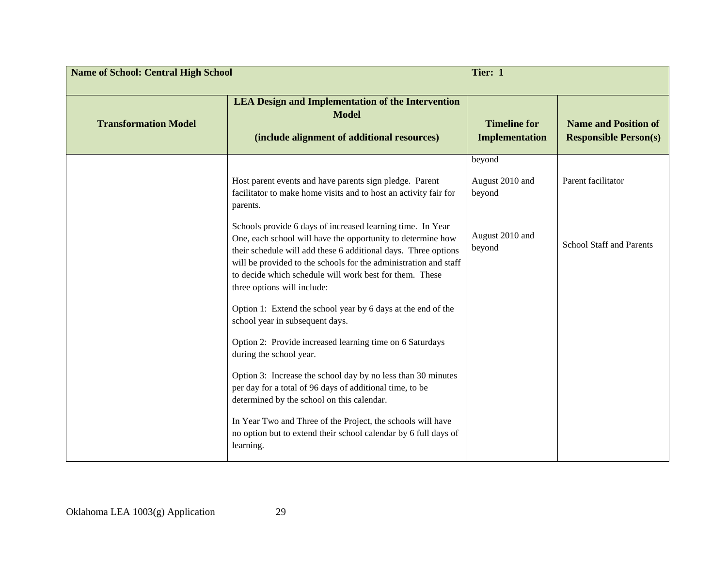| Name of School: Central High School | | Tier: 1 | |
|---|---|---|---|
| **Transformation Model** | **LEA Design and Implementation of the Intervention Model**<br><br>**(include alignment of additional resources)** | **Timeline for Implementation** | **Name and Position of Responsible Person(s)** |
| | | beyond | |
| | Host parent events and have parents sign pledge. Parent facilitator to make home visits and to host an activity fair for parents. | August 2010 and beyond | Parent facilitator |
| | Schools provide 6 days of increased learning time. In Year One, each school will have the opportunity to determine how their schedule will add these 6 additional days. Three options will be provided to the schools for the administration and staff to decide which schedule will work best for them. These three options will include:<br><br>Option 1: Extend the school year by 6 days at the end of the school year in subsequent days.<br><br>Option 2: Provide increased learning time on 6 Saturdays during the school year.<br><br>Option 3: Increase the school day by no less than 30 minutes per day for a total of 96 days of additional time, to be determined by the school on this calendar.<br><br>In Year Two and Three of the Project, the schools will have no option but to extend their school calendar by 6 full days of learning. | August 2010 and beyond | School Staff and Parents |

Oklahoma LEA 1003(g) Application